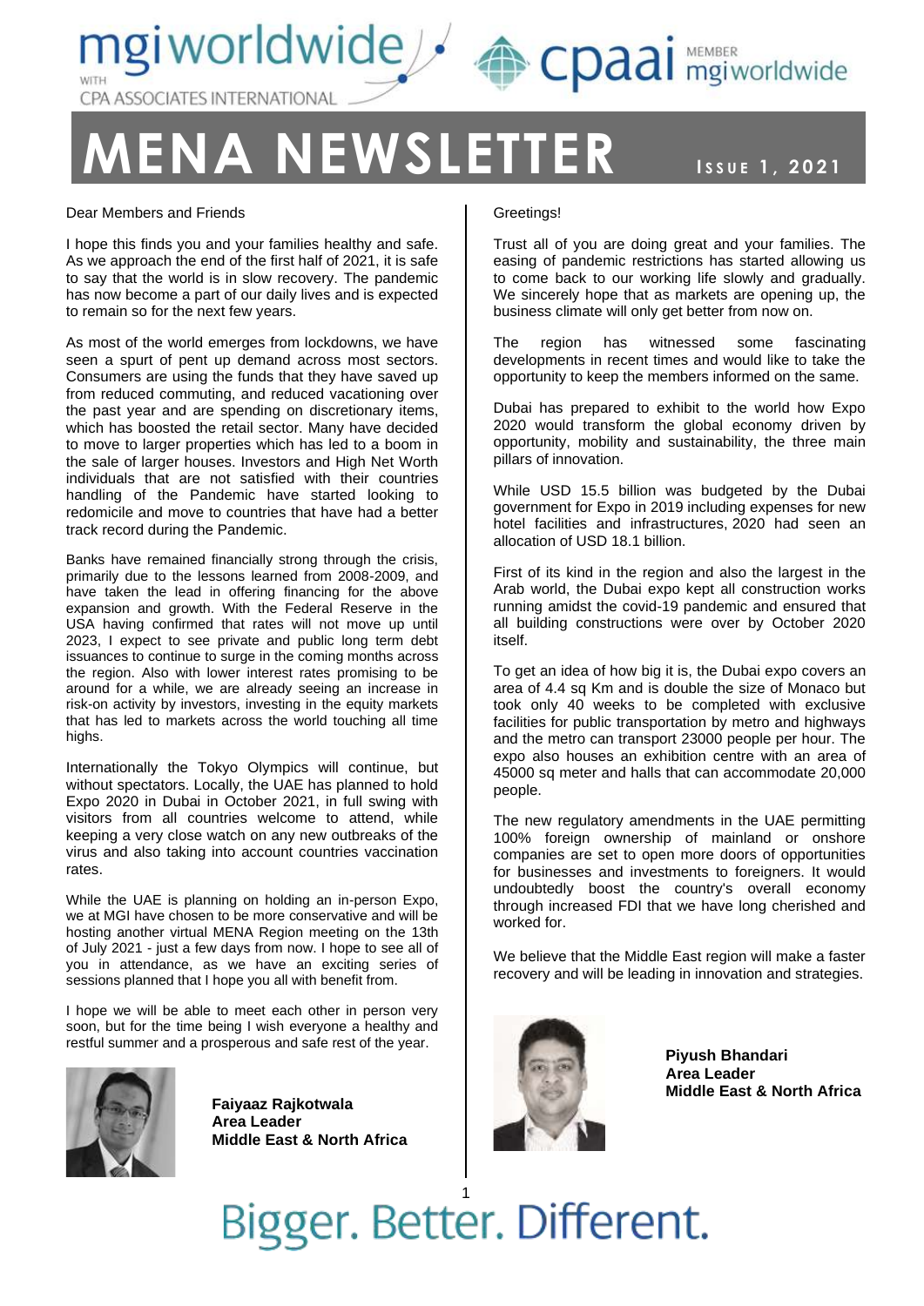mgiworldwide WITH CPA ASSOCIATES INTERNATIONAL

cpaai MEMBER mgiworldwide

# MENA NEWSLETTER

**Issue 1, 2021**

Dear Members and Friends

I hope this finds you and your families healthy and safe. As we approach the end of the first half of 2021, it is safe to say that the world is in slow recovery. The pandemic has now become a part of our daily lives and is expected to remain so for the next few years.

As most of the world emerges from lockdowns, we have seen a spurt of pent up demand across most sectors. Consumers are using the funds that they have saved up from reduced commuting, and reduced vacationing over the past year and are spending on discretionary items, which has boosted the retail sector. Many have decided to move to larger properties which has led to a boom in the sale of larger houses. Investors and High Net Worth individuals that are not satisfied with their countries handling of the Pandemic have started looking to redomicile and move to countries that have had a better track record during the Pandemic.

Banks have remained financially strong through the crisis, primarily due to the lessons learned from 2008-2009, and have taken the lead in offering financing for the above expansion and growth. With the Federal Reserve in the USA having confirmed that rates will not move up until 2023, I expect to see private and public long term debt issuances to continue to surge in the coming months across the region. Also with lower interest rates promising to be around for a while, we are already seeing an increase in risk-on activity by investors, investing in the equity markets that has led to markets across the world touching all time highs.

Internationally the Tokyo Olympics will continue, but without spectators. Locally, the UAE has planned to hold Expo 2020 in Dubai in October 2021, in full swing with visitors from all countries welcome to attend, while keeping a very close watch on any new outbreaks of the virus and also taking into account countries vaccination rates.

While the UAE is planning on holding an in-person Expo, we at MGI have chosen to be more conservative and will be hosting another virtual MENA Region meeting on the 13th of July 2021 - just a few days from now. I hope to see all of you in attendance, as we have an exciting series of sessions planned that I hope you all with benefit from.

I hope we will be able to meet each other in person very soon, but for the time being I wish everyone a healthy and restful summer and a prosperous and safe rest of the year.

**Faiyaaz Rajkotwala**
**Area Leader**
**Middle East & North Africa**

Greetings!

Trust all of you are doing great and your families. The easing of pandemic restrictions has started allowing us to come back to our working life slowly and gradually. We sincerely hope that as markets are opening up, the business climate will only get better from now on.

The region has witnessed some fascinating developments in recent times and would like to take the opportunity to keep the members informed on the same.

Dubai has prepared to exhibit to the world how Expo 2020 would transform the global economy driven by opportunity, mobility and sustainability, the three main pillars of innovation.

While USD 15.5 billion was budgeted by the Dubai government for Expo in 2019 including expenses for new hotel facilities and infrastructures, 2020 had seen an allocation of USD 18.1 billion.

First of its kind in the region and also the largest in the Arab world, the Dubai expo kept all construction works running amidst the covid-19 pandemic and ensured that all building constructions were over by October 2020 itself.

To get an idea of how big it is, the Dubai expo covers an area of 4.4 sq Km and is double the size of Monaco but took only 40 weeks to be completed with exclusive facilities for public transportation by metro and highways and the metro can transport 23000 people per hour. The expo also houses an exhibition centre with an area of 45000 sq meter and halls that can accommodate 20,000 people.

The new regulatory amendments in the UAE permitting 100% foreign ownership of mainland or onshore companies are set to open more doors of opportunities for businesses and investments to foreigners. It would undoubtedly boost the country's overall economy through increased FDI that we have long cherished and worked for.

We believe that the Middle East region will make a faster recovery and will be leading in innovation and strategies.

**Piyush Bhandari**
**Area Leader**
**Middle East & North Africa**

Bigger. Better. Different.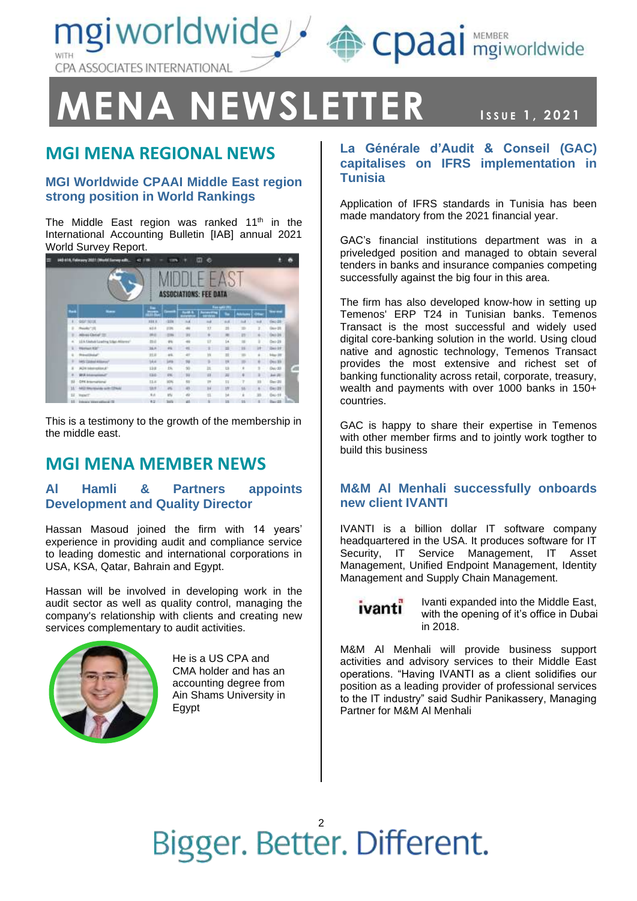# MENA NEWSLETTER

Issue 1, 2021

## MGI MENA REGIONAL NEWS

### MGI Worldwide CPAAI Middle East region strong position in World Rankings

The Middle East region was ranked 11th in the International Accounting Bulletin [IAB] annual 2021 World Survey Report.

This is a testimony to the growth of the membership in the middle east.

## MGI MENA MEMBER NEWS

### Al Hamli & Partners appoints Development and Quality Director

Hassan Masoud joined the firm with 14 years' experience in providing audit and compliance service to leading domestic and international corporations in USA, KSA, Qatar, Bahrain and Egypt.

Hassan will be involved in developing work in the audit sector as well as quality control, managing the company's relationship with clients and creating new services complementary to audit activities.

He is a US CPA and CMA holder and has an accounting degree from Ain Shams University in Egypt

### La Générale d'Audit & Conseil (GAC) capitalises on IFRS implementation in Tunisia

Application of IFRS standards in Tunisia has been made mandatory from the 2021 financial year.

GAC's financial institutions department was in a priveledged position and managed to obtain several tenders in banks and insurance companies competing successfully against the big four in this area.

The firm has also developed know-how in setting up Temenos' ERP T24 in Tunisian banks. Temenos Transact is the most successful and widely used digital core-banking solution in the world. Using cloud native and agnostic technology, Temenos Transact provides the most extensive and richest set of banking functionality across retail, corporate, treasury, wealth and payments with over 1000 banks in 150+ countries.

GAC is happy to share their expertise in Temenos with other member firms and to jointly work togther to build this business

### M&M Al Menhali successfully onboards new client IVANTI

IVANTI is a billion dollar IT software company headquartered in the USA. It produces software for IT Security, IT Service Management, IT Asset Management, Unified Endpoint Management, Identity Management and Supply Chain Management.

Ivanti expanded into the Middle East, with the opening of it's office in Dubai in 2018.

M&M Al Menhali will provide business support activities and advisory services to their Middle East operations. "Having IVANTI as a client solidifies our position as a leading provider of professional services to the IT industry" said Sudhir Panikassery, Managing Partner for M&M Al Menhali

Bigger. Better. Different.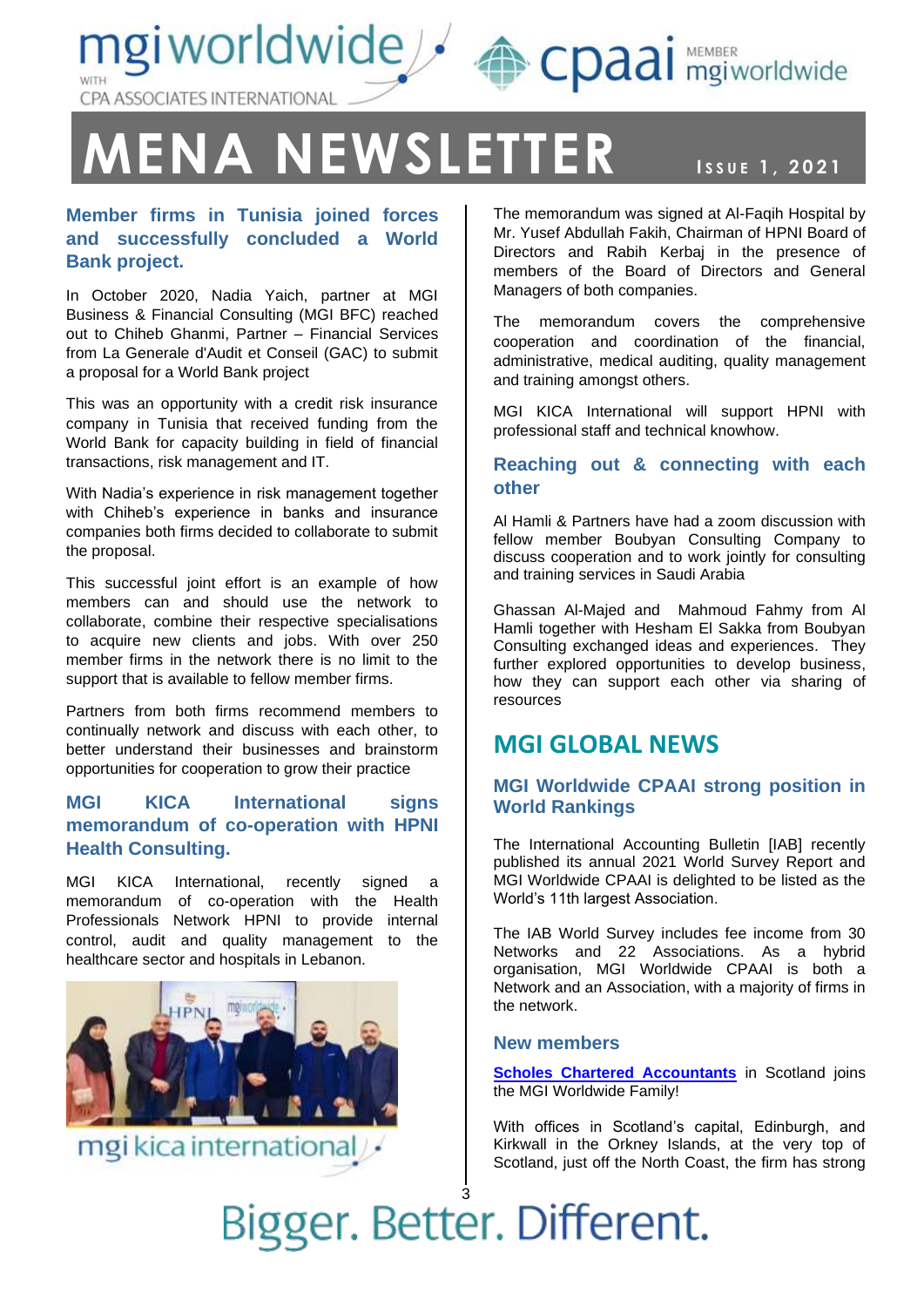# MENA NEWSLETTER

ISSUE 1, 2021

### Member firms in Tunisia joined forces and successfully concluded a World Bank project.

In October 2020, Nadia Yaich, partner at MGI Business & Financial Consulting (MGI BFC) reached out to Chiheb Ghanmi, Partner – Financial Services from La Generale d'Audit et Conseil (GAC) to submit a proposal for a World Bank project

This was an opportunity with a credit risk insurance company in Tunisia that received funding from the World Bank for capacity building in field of financial transactions, risk management and IT.

With Nadia's experience in risk management together with Chiheb's experience in banks and insurance companies both firms decided to collaborate to submit the proposal.

This successful joint effort is an example of how members can and should use the network to collaborate, combine their respective specialisations to acquire new clients and jobs. With over 250 member firms in the network there is no limit to the support that is available to fellow member firms.

Partners from both firms recommend members to continually network and discuss with each other, to better understand their businesses and brainstorm opportunities for cooperation to grow their practice

### MGI KICA International signs memorandum of co-operation with HPNI Health Consulting.

MGI KICA International, recently signed a memorandum of co-operation with the Health Professionals Network HPNI to provide internal control, audit and quality management to the healthcare sector and hospitals in Lebanon.

The memorandum was signed at Al-Faqih Hospital by Mr. Yusef Abdullah Fakih, Chairman of HPNI Board of Directors and Rabih Kerbaj in the presence of members of the Board of Directors and General Managers of both companies.

The memorandum covers the comprehensive cooperation and coordination of the financial, administrative, medical auditing, quality management and training amongst others.

MGI KICA International will support HPNI with professional staff and technical knowhow.

### Reaching out & connecting with each other

Al Hamli & Partners have had a zoom discussion with fellow member Boubyan Consulting Company to discuss cooperation and to work jointly for consulting and training services in Saudi Arabia

Ghassan Al-Majed and Mahmoud Fahmy from Al Hamli together with Hesham El Sakka from Boubyan Consulting exchanged ideas and experiences. They further explored opportunities to develop business, how they can support each other via sharing of resources

## MGI GLOBAL NEWS

### MGI Worldwide CPAAI strong position in World Rankings

The International Accounting Bulletin [IAB] recently published its annual 2021 World Survey Report and MGI Worldwide CPAAI is delighted to be listed as the World's 11th largest Association.

The IAB World Survey includes fee income from 30 Networks and 22 Associations. As a hybrid organisation, MGI Worldwide CPAAI is both a Network and an Association, with a majority of firms in the network.

### New members

**Scholes Chartered Accountants** in Scotland joins the MGI Worldwide Family!

With offices in Scotland's capital, Edinburgh, and Kirkwall in the Orkney Islands, at the very top of Scotland, just off the North Coast, the firm has strong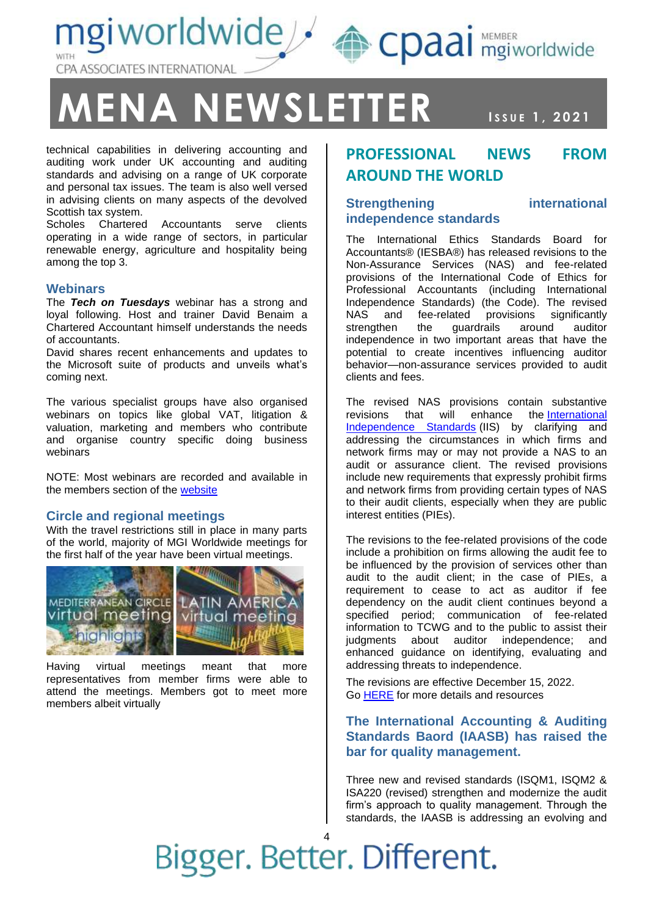technical capabilities in delivering accounting and auditing work under UK accounting and auditing standards and advising on a range of UK corporate and personal tax issues. The team is also well versed in advising clients on many aspects of the devolved Scottish tax system.
Scholes Chartered Accountants serve clients operating in a wide range of sectors, in particular renewable energy, agriculture and hospitality being among the top 3.

### Webinars

The ***Tech on Tuesdays*** webinar has a strong and loyal following. Host and trainer David Benaim a Chartered Accountant himself understands the needs of accountants.
David shares recent enhancements and updates to the Microsoft suite of products and unveils what's coming next.

The various specialist groups have also organised webinars on topics like global VAT, litigation & valuation, marketing and members who contribute and organise country specific doing business webinars

NOTE: Most webinars are recorded and available in the members section of the website

### Circle and regional meetings

With the travel restrictions still in place in many parts of the world, majority of MGI Worldwide meetings for the first half of the year have been virtual meetings.

MEDITERRANEAN CIRCLE virtual meeting highlights

LATIN AMERICA virtual meeting highlights

Having virtual meetings meant that more representatives from member firms were able to attend the meetings. Members got to meet more members albeit virtually

## PROFESSIONAL NEWS FROM AROUND THE WORLD

### Strengthening international independence standards

The International Ethics Standards Board for Accountants® (IESBA®) has released revisions to the Non-Assurance Services (NAS) and fee-related provisions of the International Code of Ethics for Professional Accountants (including International Independence Standards) (the Code). The revised NAS and fee-related provisions significantly strengthen the guardrails around auditor independence in two important areas that have the potential to create incentives influencing auditor behavior—non-assurance services provided to audit clients and fees.

The revised NAS provisions contain substantive revisions that will enhance the International Independence Standards (IIS) by clarifying and addressing the circumstances in which firms and network firms may or may not provide a NAS to an audit or assurance client. The revised provisions include new requirements that expressly prohibit firms and network firms from providing certain types of NAS to their audit clients, especially when they are public interest entities (PIEs).

The revisions to the fee-related provisions of the code include a prohibition on firms allowing the audit fee to be influenced by the provision of services other than audit to the audit client; in the case of PIEs, a requirement to cease to act as auditor if fee dependency on the audit client continues beyond a specified period; communication of fee-related information to TCWG and to the public to assist their judgments about auditor independence; and enhanced guidance on identifying, evaluating and addressing threats to independence.

The revisions are effective December 15, 2022.
Go HERE for more details and resources

### The International Accounting & Auditing Standards Baord (IAASB) has raised the bar for quality management.

Three new and revised standards (ISQM1, ISQM2 & ISA220 (revised) strengthen and modernize the audit firm's approach to quality management. Through the standards, the IAASB is addressing an evolving and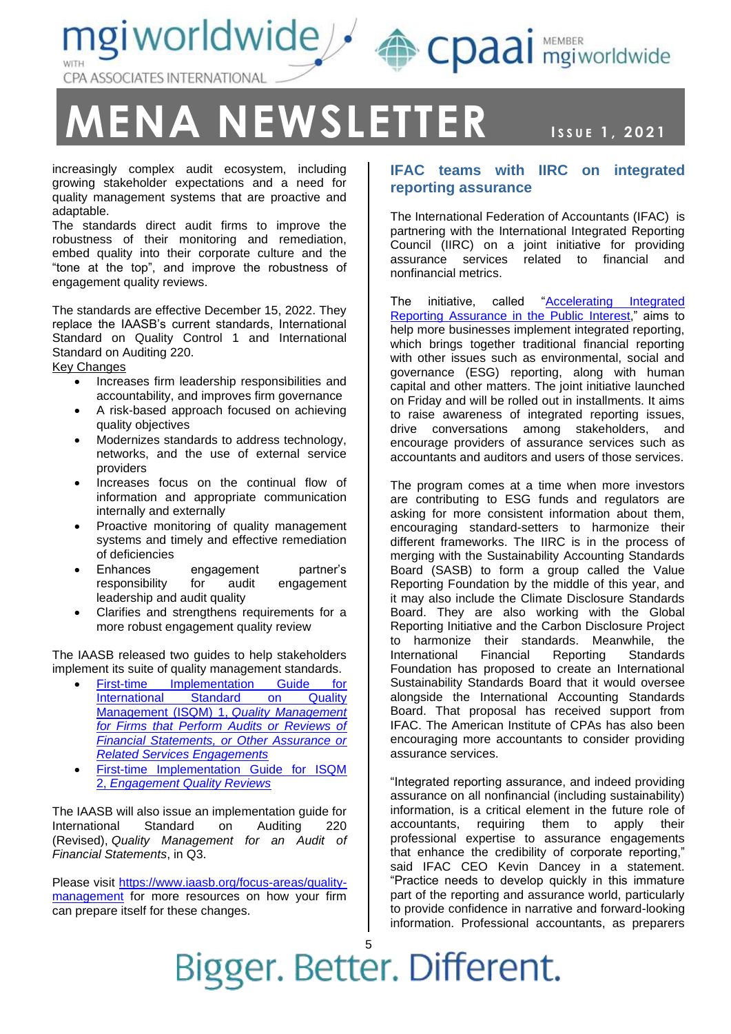increasingly complex audit ecosystem, including growing stakeholder expectations and a need for quality management systems that are proactive and adaptable.
The standards direct audit firms to improve the robustness of their monitoring and remediation, embed quality into their corporate culture and the "tone at the top", and improve the robustness of engagement quality reviews.

The standards are effective December 15, 2022. They replace the IAASB's current standards, International Standard on Quality Control 1 and International Standard on Auditing 220.

Key Changes

- Increases firm leadership responsibilities and accountability, and improves firm governance
- A risk-based approach focused on achieving quality objectives
- Modernizes standards to address technology, networks, and the use of external service providers
- Increases focus on the continual flow of information and appropriate communication internally and externally
- Proactive monitoring of quality management systems and timely and effective remediation of deficiencies
- Enhances engagement partner's responsibility for audit engagement leadership and audit quality
- Clarifies and strengthens requirements for a more robust engagement quality review

The IAASB released two guides to help stakeholders implement its suite of quality management standards.

- First-time Implementation Guide for International Standard on Quality Management (ISQM) 1, *Quality Management for Firms that Perform Audits or Reviews of Financial Statements, or Other Assurance or Related Services Engagements*
- First-time Implementation Guide for ISQM 2, *Engagement Quality Reviews*

The IAASB will also issue an implementation guide for International Standard on Auditing 220 (Revised), *Quality Management for an Audit of Financial Statements*, in Q3.

Please visit https://www.iaasb.org/focus-areas/quality-management for more resources on how your firm can prepare itself for these changes.

## IFAC teams with IIRC on integrated reporting assurance

The International Federation of Accountants (IFAC) is partnering with the International Integrated Reporting Council (IIRC) on a joint initiative for providing assurance services related to financial and nonfinancial metrics.

The initiative, called "Accelerating Integrated Reporting Assurance in the Public Interest," aims to help more businesses implement integrated reporting, which brings together traditional financial reporting with other issues such as environmental, social and governance (ESG) reporting, along with human capital and other matters. The joint initiative launched on Friday and will be rolled out in installments. It aims to raise awareness of integrated reporting issues, drive conversations among stakeholders, and encourage providers of assurance services such as accountants and auditors and users of those services.

The program comes at a time when more investors are contributing to ESG funds and regulators are asking for more consistent information about them, encouraging standard-setters to harmonize their different frameworks. The IIRC is in the process of merging with the Sustainability Accounting Standards Board (SASB) to form a group called the Value Reporting Foundation by the middle of this year, and it may also include the Climate Disclosure Standards Board. They are also working with the Global Reporting Initiative and the Carbon Disclosure Project to harmonize their standards. Meanwhile, the International Financial Reporting Standards Foundation has proposed to create an International Sustainability Standards Board that it would oversee alongside the International Accounting Standards Board. That proposal has received support from IFAC. The American Institute of CPAs has also been encouraging more accountants to consider providing assurance services.

"Integrated reporting assurance, and indeed providing assurance on all nonfinancial (including sustainability) information, is a critical element in the future role of accountants, requiring them to apply their professional expertise to assurance engagements that enhance the credibility of corporate reporting," said IFAC CEO Kevin Dancey in a statement. "Practice needs to develop quickly in this immature part of the reporting and assurance world, particularly to provide confidence in narrative and forward-looking information. Professional accountants, as preparers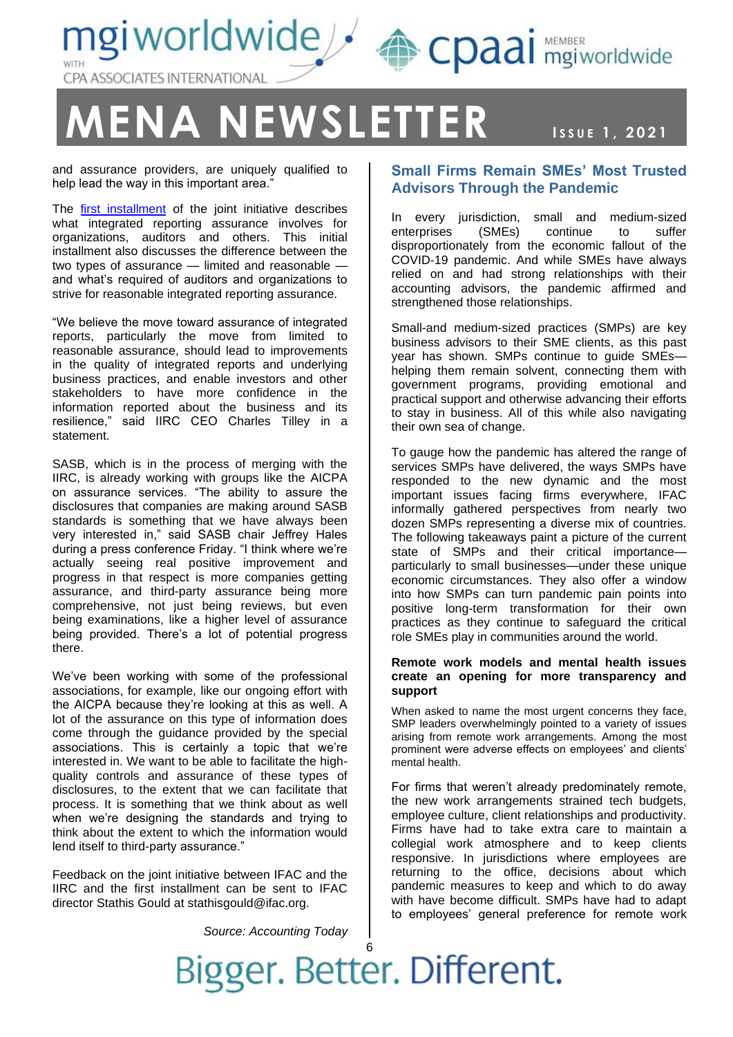and assurance providers, are uniquely qualified to help lead the way in this important area."

The first installment of the joint initiative describes what integrated reporting assurance involves for organizations, auditors and others. This initial installment also discusses the difference between the two types of assurance — limited and reasonable — and what's required of auditors and organizations to strive for reasonable integrated reporting assurance.

"We believe the move toward assurance of integrated reports, particularly the move from limited to reasonable assurance, should lead to improvements in the quality of integrated reports and underlying business practices, and enable investors and other stakeholders to have more confidence in the information reported about the business and its resilience," said IIRC CEO Charles Tilley in a statement.

SASB, which is in the process of merging with the IIRC, is already working with groups like the AICPA on assurance services. "The ability to assure the disclosures that companies are making around SASB standards is something that we have always been very interested in," said SASB chair Jeffrey Hales during a press conference Friday. "I think where we're actually seeing real positive improvement and progress in that respect is more companies getting assurance, and third-party assurance being more comprehensive, not just being reviews, but even being examinations, like a higher level of assurance being provided. There's a lot of potential progress there.

We've been working with some of the professional associations, for example, like our ongoing effort with the AICPA because they're looking at this as well. A lot of the assurance on this type of information does come through the guidance provided by the special associations. This is certainly a topic that we're interested in. We want to be able to facilitate the high-quality controls and assurance of these types of disclosures, to the extent that we can facilitate that process. It is something that we think about as well when we're designing the standards and trying to think about the extent to which the information would lend itself to third-party assurance."

Feedback on the joint initiative between IFAC and the IIRC and the first installment can be sent to IFAC director Stathis Gould at stathisgould@ifac.org.

*Source: Accounting Today*

## Small Firms Remain SMEs' Most Trusted Advisors Through the Pandemic

In every jurisdiction, small and medium-sized enterprises (SMEs) continue to suffer disproportionately from the economic fallout of the COVID-19 pandemic. And while SMEs have always relied on and had strong relationships with their accounting advisors, the pandemic affirmed and strengthened those relationships.

Small-and medium-sized practices (SMPs) are key business advisors to their SME clients, as this past year has shown. SMPs continue to guide SMEs—helping them remain solvent, connecting them with government programs, providing emotional and practical support and otherwise advancing their efforts to stay in business. All of this while also navigating their own sea of change.

To gauge how the pandemic has altered the range of services SMPs have delivered, the ways SMPs have responded to the new dynamic and the most important issues facing firms everywhere, IFAC informally gathered perspectives from nearly two dozen SMPs representing a diverse mix of countries. The following takeaways paint a picture of the current state of SMPs and their critical importance—particularly to small businesses—under these unique economic circumstances. They also offer a window into how SMPs can turn pandemic pain points into positive long-term transformation for their own practices as they continue to safeguard the critical role SMEs play in communities around the world.

**Remote work models and mental health issues create an opening for more transparency and support**

When asked to name the most urgent concerns they face, SMP leaders overwhelmingly pointed to a variety of issues arising from remote work arrangements. Among the most prominent were adverse effects on employees' and clients' mental health.

For firms that weren't already predominately remote, the new work arrangements strained tech budgets, employee culture, client relationships and productivity. Firms have had to take extra care to maintain a collegial work atmosphere and to keep clients responsive. In jurisdictions where employees are returning to the office, decisions about which pandemic measures to keep and which to do away with have become difficult. SMPs have had to adapt to employees' general preference for remote work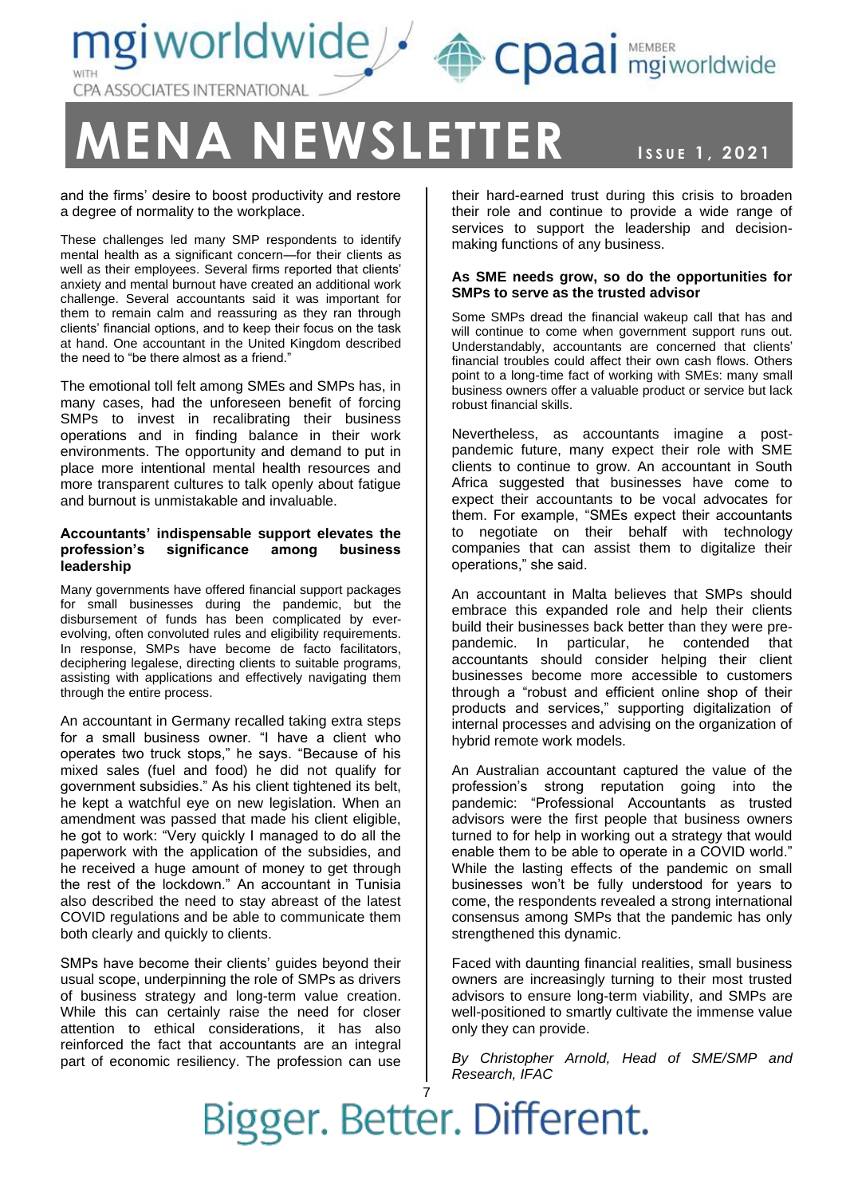and the firms' desire to boost productivity and restore a degree of normality to the workplace.

These challenges led many SMP respondents to identify mental health as a significant concern—for their clients as well as their employees. Several firms reported that clients' anxiety and mental burnout have created an additional work challenge. Several accountants said it was important for them to remain calm and reassuring as they ran through clients' financial options, and to keep their focus on the task at hand. One accountant in the United Kingdom described the need to "be there almost as a friend."

The emotional toll felt among SMEs and SMPs has, in many cases, had the unforeseen benefit of forcing SMPs to invest in recalibrating their business operations and in finding balance in their work environments. The opportunity and demand to put in place more intentional mental health resources and more transparent cultures to talk openly about fatigue and burnout is unmistakable and invaluable.

**Accountants' indispensable support elevates the profession's significance among business leadership**

Many governments have offered financial support packages for small businesses during the pandemic, but the disbursement of funds has been complicated by ever-evolving, often convoluted rules and eligibility requirements. In response, SMPs have become de facto facilitators, deciphering legalese, directing clients to suitable programs, assisting with applications and effectively navigating them through the entire process.

An accountant in Germany recalled taking extra steps for a small business owner. "I have a client who operates two truck stops," he says. "Because of his mixed sales (fuel and food) he did not qualify for government subsidies." As his client tightened its belt, he kept a watchful eye on new legislation. When an amendment was passed that made his client eligible, he got to work: "Very quickly I managed to do all the paperwork with the application of the subsidies, and he received a huge amount of money to get through the rest of the lockdown." An accountant in Tunisia also described the need to stay abreast of the latest COVID regulations and be able to communicate them both clearly and quickly to clients.

SMPs have become their clients' guides beyond their usual scope, underpinning the role of SMPs as drivers of business strategy and long-term value creation. While this can certainly raise the need for closer attention to ethical considerations, it has also reinforced the fact that accountants are an integral part of economic resiliency. The profession can use their hard-earned trust during this crisis to broaden their role and continue to provide a wide range of services to support the leadership and decision-making functions of any business.

**As SME needs grow, so do the opportunities for SMPs to serve as the trusted advisor**

Some SMPs dread the financial wakeup call that has and will continue to come when government support runs out. Understandably, accountants are concerned that clients' financial troubles could affect their own cash flows. Others point to a long-time fact of working with SMEs: many small business owners offer a valuable product or service but lack robust financial skills.

Nevertheless, as accountants imagine a post-pandemic future, many expect their role with SME clients to continue to grow. An accountant in South Africa suggested that businesses have come to expect their accountants to be vocal advocates for them. For example, "SMEs expect their accountants to negotiate on their behalf with technology companies that can assist them to digitalize their operations," she said.

An accountant in Malta believes that SMPs should embrace this expanded role and help their clients build their businesses back better than they were pre-pandemic. In particular, he contended that accountants should consider helping their client businesses become more accessible to customers through a "robust and efficient online shop of their products and services," supporting digitalization of internal processes and advising on the organization of hybrid remote work models.

An Australian accountant captured the value of the profession's strong reputation going into the pandemic: "Professional Accountants as trusted advisors were the first people that business owners turned to for help in working out a strategy that would enable them to be able to operate in a COVID world." While the lasting effects of the pandemic on small businesses won't be fully understood for years to come, the respondents revealed a strong international consensus among SMPs that the pandemic has only strengthened this dynamic.

Faced with daunting financial realities, small business owners are increasingly turning to their most trusted advisors to ensure long-term viability, and SMPs are well-positioned to smartly cultivate the immense value only they can provide.

*By Christopher Arnold, Head of SME/SMP and Research, IFAC*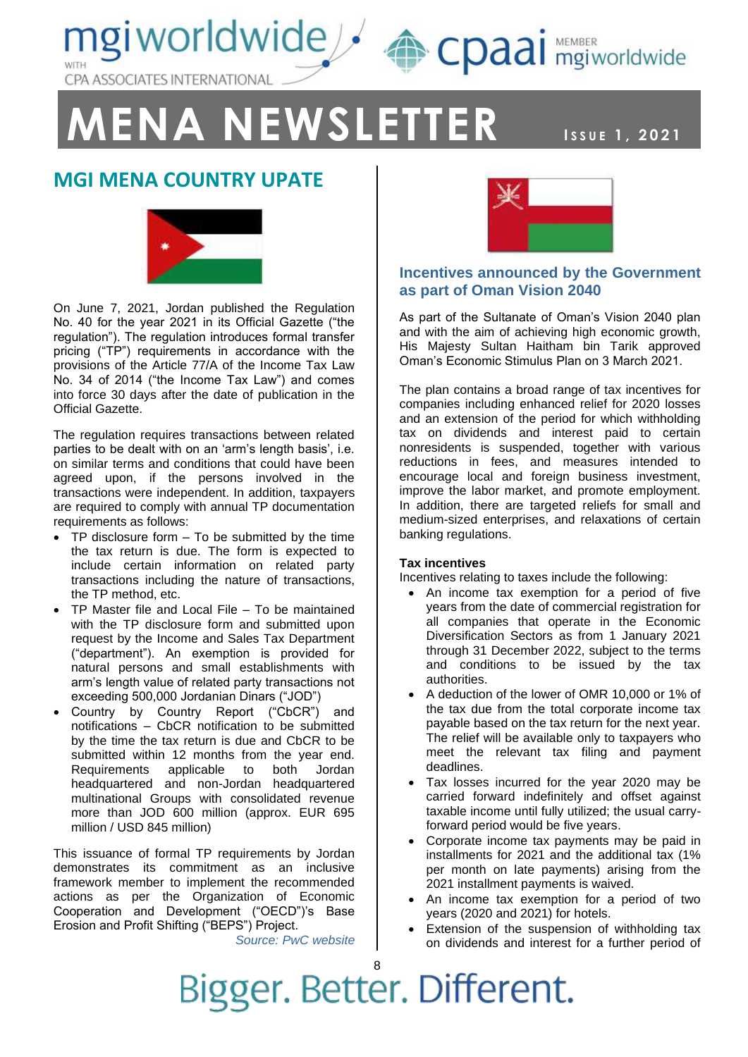# MENA NEWSLETTER

**Issue 1, 2021**

## MGI MENA COUNTRY UPATE

On June 7, 2021, Jordan published the Regulation No. 40 for the year 2021 in its Official Gazette ("the regulation"). The regulation introduces formal transfer pricing ("TP") requirements in accordance with the provisions of the Article 77/A of the Income Tax Law No. 34 of 2014 ("the Income Tax Law") and comes into force 30 days after the date of publication in the Official Gazette.

The regulation requires transactions between related parties to be dealt with on an 'arm's length basis', i.e. on similar terms and conditions that could have been agreed upon, if the persons involved in the transactions were independent. In addition, taxpayers are required to comply with annual TP documentation requirements as follows:

- TP disclosure form – To be submitted by the time the tax return is due. The form is expected to include certain information on related party transactions including the nature of transactions, the TP method, etc.
- TP Master file and Local File – To be maintained with the TP disclosure form and submitted upon request by the Income and Sales Tax Department ("department"). An exemption is provided for natural persons and small establishments with arm's length value of related party transactions not exceeding 500,000 Jordanian Dinars ("JOD")
- Country by Country Report ("CbCR") and notifications – CbCR notification to be submitted by the time the tax return is due and CbCR to be submitted within 12 months from the year end. Requirements applicable to both Jordan headquartered and non-Jordan headquartered multinational Groups with consolidated revenue more than JOD 600 million (approx. EUR 695 million / USD 845 million)

This issuance of formal TP requirements by Jordan demonstrates its commitment as an inclusive framework member to implement the recommended actions as per the Organization of Economic Cooperation and Development ("OECD")'s Base Erosion and Profit Shifting ("BEPS") Project.

*Source: PwC website*

### Incentives announced by the Government as part of Oman Vision 2040

As part of the Sultanate of Oman's Vision 2040 plan and with the aim of achieving high economic growth, His Majesty Sultan Haitham bin Tarik approved Oman's Economic Stimulus Plan on 3 March 2021.

The plan contains a broad range of tax incentives for companies including enhanced relief for 2020 losses and an extension of the period for which withholding tax on dividends and interest paid to certain nonresidents is suspended, together with various reductions in fees, and measures intended to encourage local and foreign business investment, improve the labor market, and promote employment. In addition, there are targeted reliefs for small and medium-sized enterprises, and relaxations of certain banking regulations.

**Tax incentives**

Incentives relating to taxes include the following:

- An income tax exemption for a period of five years from the date of commercial registration for all companies that operate in the Economic Diversification Sectors as from 1 January 2021 through 31 December 2022, subject to the terms and conditions to be issued by the tax authorities.
- A deduction of the lower of OMR 10,000 or 1% of the tax due from the total corporate income tax payable based on the tax return for the next year. The relief will be available only to taxpayers who meet the relevant tax filing and payment deadlines.
- Tax losses incurred for the year 2020 may be carried forward indefinitely and offset against taxable income until fully utilized; the usual carry-forward period would be five years.
- Corporate income tax payments may be paid in installments for 2021 and the additional tax (1% per month on late payments) arising from the 2021 installment payments is waived.
- An income tax exemption for a period of two years (2020 and 2021) for hotels.
- Extension of the suspension of withholding tax on dividends and interest for a further period of

Bigger. Better. Different.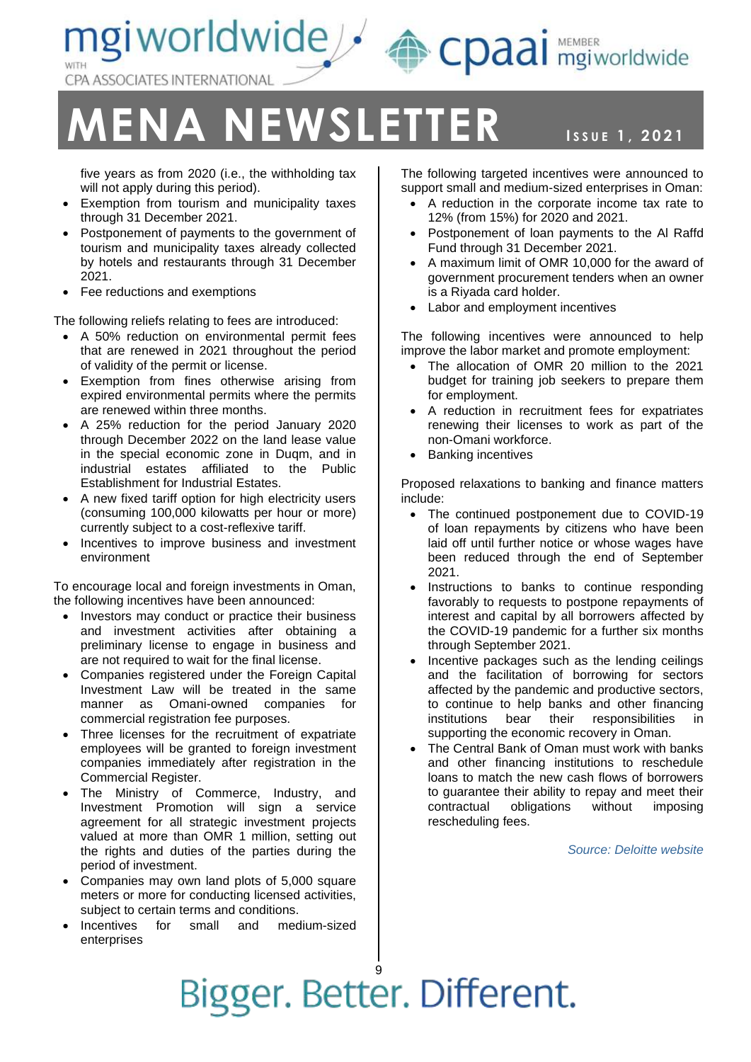five years as from 2020 (i.e., the withholding tax will not apply during this period).

- Exemption from tourism and municipality taxes through 31 December 2021.
- Postponement of payments to the government of tourism and municipality taxes already collected by hotels and restaurants through 31 December 2021.
- Fee reductions and exemptions

The following reliefs relating to fees are introduced:

- A 50% reduction on environmental permit fees that are renewed in 2021 throughout the period of validity of the permit or license.
- Exemption from fines otherwise arising from expired environmental permits where the permits are renewed within three months.
- A 25% reduction for the period January 2020 through December 2022 on the land lease value in the special economic zone in Duqm, and in industrial estates affiliated to the Public Establishment for Industrial Estates.
- A new fixed tariff option for high electricity users (consuming 100,000 kilowatts per hour or more) currently subject to a cost-reflexive tariff.
- Incentives to improve business and investment environment

To encourage local and foreign investments in Oman, the following incentives have been announced:

- Investors may conduct or practice their business and investment activities after obtaining a preliminary license to engage in business and are not required to wait for the final license.
- Companies registered under the Foreign Capital Investment Law will be treated in the same manner as Omani-owned companies for commercial registration fee purposes.
- Three licenses for the recruitment of expatriate employees will be granted to foreign investment companies immediately after registration in the Commercial Register.
- The Ministry of Commerce, Industry, and Investment Promotion will sign a service agreement for all strategic investment projects valued at more than OMR 1 million, setting out the rights and duties of the parties during the period of investment.
- Companies may own land plots of 5,000 square meters or more for conducting licensed activities, subject to certain terms and conditions.
- Incentives for small and medium-sized enterprises

The following targeted incentives were announced to support small and medium-sized enterprises in Oman:

- A reduction in the corporate income tax rate to 12% (from 15%) for 2020 and 2021.
- Postponement of loan payments to the Al Raffd Fund through 31 December 2021.
- A maximum limit of OMR 10,000 for the award of government procurement tenders when an owner is a Riyada card holder.
- Labor and employment incentives

The following incentives were announced to help improve the labor market and promote employment:

- The allocation of OMR 20 million to the 2021 budget for training job seekers to prepare them for employment.
- A reduction in recruitment fees for expatriates renewing their licenses to work as part of the non-Omani workforce.
- Banking incentives

Proposed relaxations to banking and finance matters include:

- The continued postponement due to COVID-19 of loan repayments by citizens who have been laid off until further notice or whose wages have been reduced through the end of September 2021.
- Instructions to banks to continue responding favorably to requests to postpone repayments of interest and capital by all borrowers affected by the COVID-19 pandemic for a further six months through September 2021.
- Incentive packages such as the lending ceilings and the facilitation of borrowing for sectors affected by the pandemic and productive sectors, to continue to help banks and other financing institutions bear their responsibilities in supporting the economic recovery in Oman.
- The Central Bank of Oman must work with banks and other financing institutions to reschedule loans to match the new cash flows of borrowers to guarantee their ability to repay and meet their contractual obligations without imposing rescheduling fees.

*Source: Deloitte website*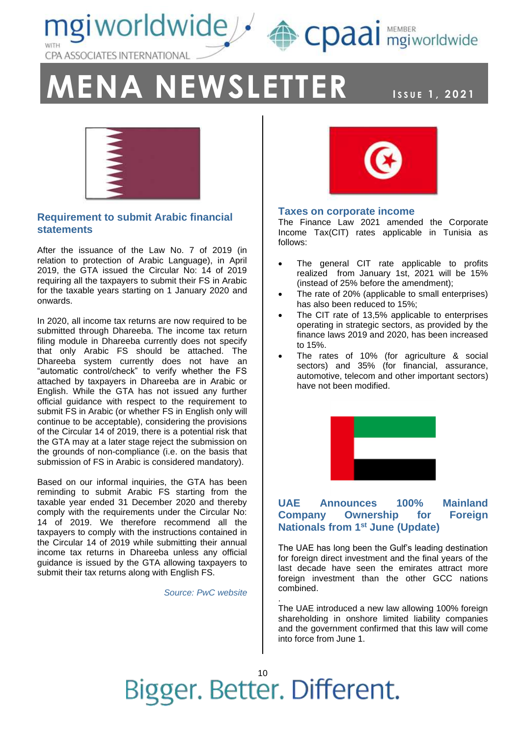## Requirement to submit Arabic financial statements

After the issuance of the Law No. 7 of 2019 (in relation to protection of Arabic Language), in April 2019, the GTA issued the Circular No: 14 of 2019 requiring all the taxpayers to submit their FS in Arabic for the taxable years starting on 1 January 2020 and onwards.

In 2020, all income tax returns are now required to be submitted through Dhareeba. The income tax return filing module in Dhareeba currently does not specify that only Arabic FS should be attached. The Dhareeba system currently does not have an "automatic control/check" to verify whether the FS attached by taxpayers in Dhareeba are in Arabic or English. While the GTA has not issued any further official guidance with respect to the requirement to submit FS in Arabic (or whether FS in English only will continue to be acceptable), considering the provisions of the Circular 14 of 2019, there is a potential risk that the GTA may at a later stage reject the submission on the grounds of non-compliance (i.e. on the basis that submission of FS in Arabic is considered mandatory).

Based on our informal inquiries, the GTA has been reminding to submit Arabic FS starting from the taxable year ended 31 December 2020 and thereby comply with the requirements under the Circular No: 14 of 2019. We therefore recommend all the taxpayers to comply with the instructions contained in the Circular 14 of 2019 while submitting their annual income tax returns in Dhareeba unless any official guidance is issued by the GTA allowing taxpayers to submit their tax returns along with English FS.

*Source: PwC website*

## Taxes on corporate income

The Finance Law 2021 amended the Corporate Income Tax(CIT) rates applicable in Tunisia as follows:

- The general CIT rate applicable to profits realized from January 1st, 2021 will be 15% (instead of 25% before the amendment);
- The rate of 20% (applicable to small enterprises) has also been reduced to 15%;
- The CIT rate of 13,5% applicable to enterprises operating in strategic sectors, as provided by the finance laws 2019 and 2020, has been increased to 15%.
- The rates of 10% (for agriculture & social sectors) and 35% (for financial, assurance, automotive, telecom and other important sectors) have not been modified.

## UAE Announces 100% Mainland Company Ownership for Foreign Nationals from 1st June (Update)

The UAE has long been the Gulf's leading destination for foreign direct investment and the final years of the last decade have seen the emirates attract more foreign investment than the other GCC nations combined.

The UAE introduced a new law allowing 100% foreign shareholding in onshore limited liability companies and the government confirmed that this law will come into force from June 1.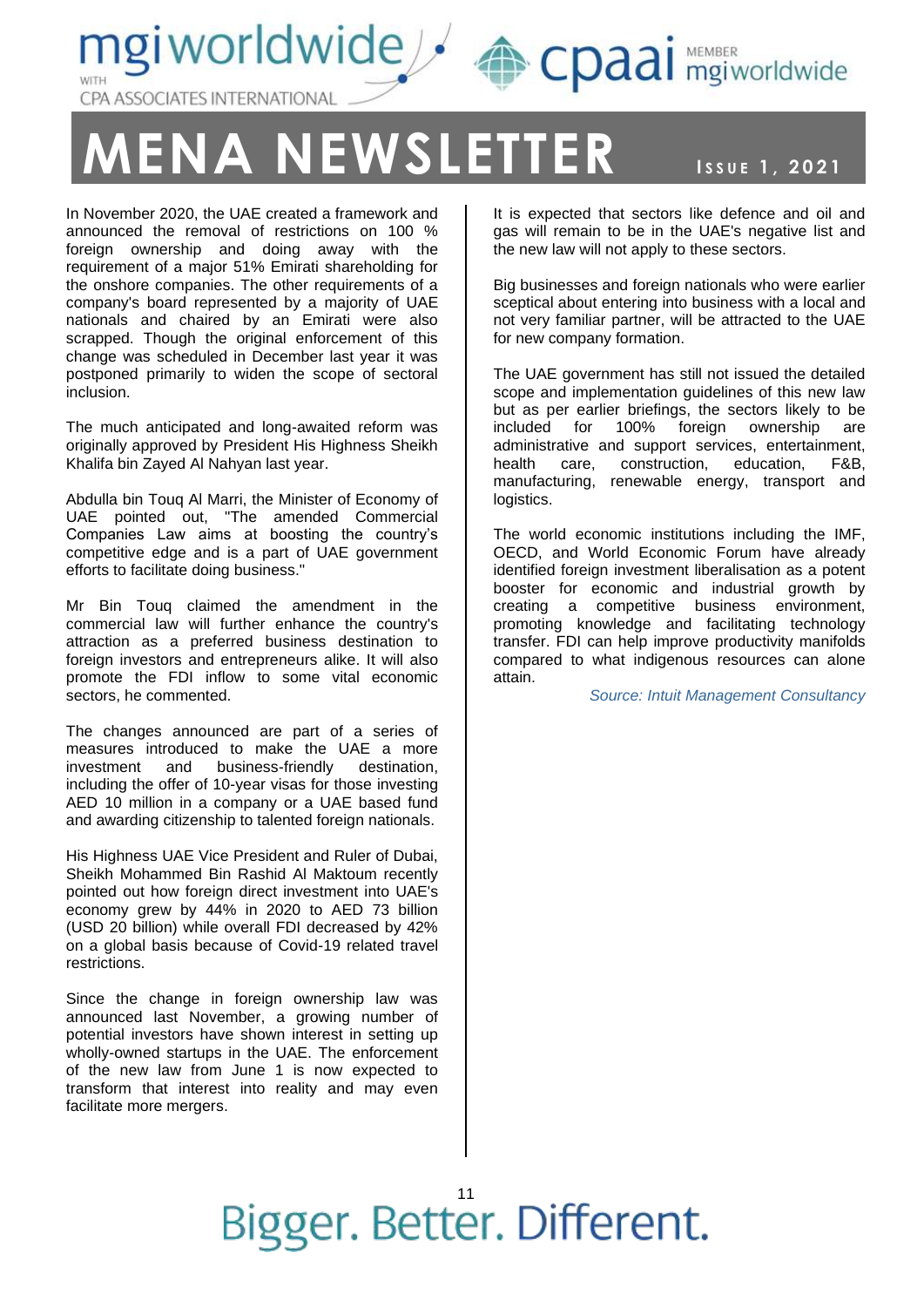In November 2020, the UAE created a framework and announced the removal of restrictions on 100 % foreign ownership and doing away with the requirement of a major 51% Emirati shareholding for the onshore companies. The other requirements of a company's board represented by a majority of UAE nationals and chaired by an Emirati were also scrapped. Though the original enforcement of this change was scheduled in December last year it was postponed primarily to widen the scope of sectoral inclusion.

The much anticipated and long-awaited reform was originally approved by President His Highness Sheikh Khalifa bin Zayed Al Nahyan last year.

Abdulla bin Touq Al Marri, the Minister of Economy of UAE pointed out, "The amended Commercial Companies Law aims at boosting the country's competitive edge and is a part of UAE government efforts to facilitate doing business."

Mr Bin Touq claimed the amendment in the commercial law will further enhance the country's attraction as a preferred business destination to foreign investors and entrepreneurs alike. It will also promote the FDI inflow to some vital economic sectors, he commented.

The changes announced are part of a series of measures introduced to make the UAE a more investment and business-friendly destination, including the offer of 10-year visas for those investing AED 10 million in a company or a UAE based fund and awarding citizenship to talented foreign nationals.

His Highness UAE Vice President and Ruler of Dubai, Sheikh Mohammed Bin Rashid Al Maktoum recently pointed out how foreign direct investment into UAE's economy grew by 44% in 2020 to AED 73 billion (USD 20 billion) while overall FDI decreased by 42% on a global basis because of Covid-19 related travel restrictions.

Since the change in foreign ownership law was announced last November, a growing number of potential investors have shown interest in setting up wholly-owned startups in the UAE. The enforcement of the new law from June 1 is now expected to transform that interest into reality and may even facilitate more mergers.

It is expected that sectors like defence and oil and gas will remain to be in the UAE's negative list and the new law will not apply to these sectors.

Big businesses and foreign nationals who were earlier sceptical about entering into business with a local and not very familiar partner, will be attracted to the UAE for new company formation.

The UAE government has still not issued the detailed scope and implementation guidelines of this new law but as per earlier briefings, the sectors likely to be included for 100% foreign ownership are administrative and support services, entertainment, health care, construction, education, F&B, manufacturing, renewable energy, transport and logistics.

The world economic institutions including the IMF, OECD, and World Economic Forum have already identified foreign investment liberalisation as a potent booster for economic and industrial growth by creating a competitive business environment, promoting knowledge and facilitating technology transfer. FDI can help improve productivity manifolds compared to what indigenous resources can alone attain.

*Source: Intuit Management Consultancy*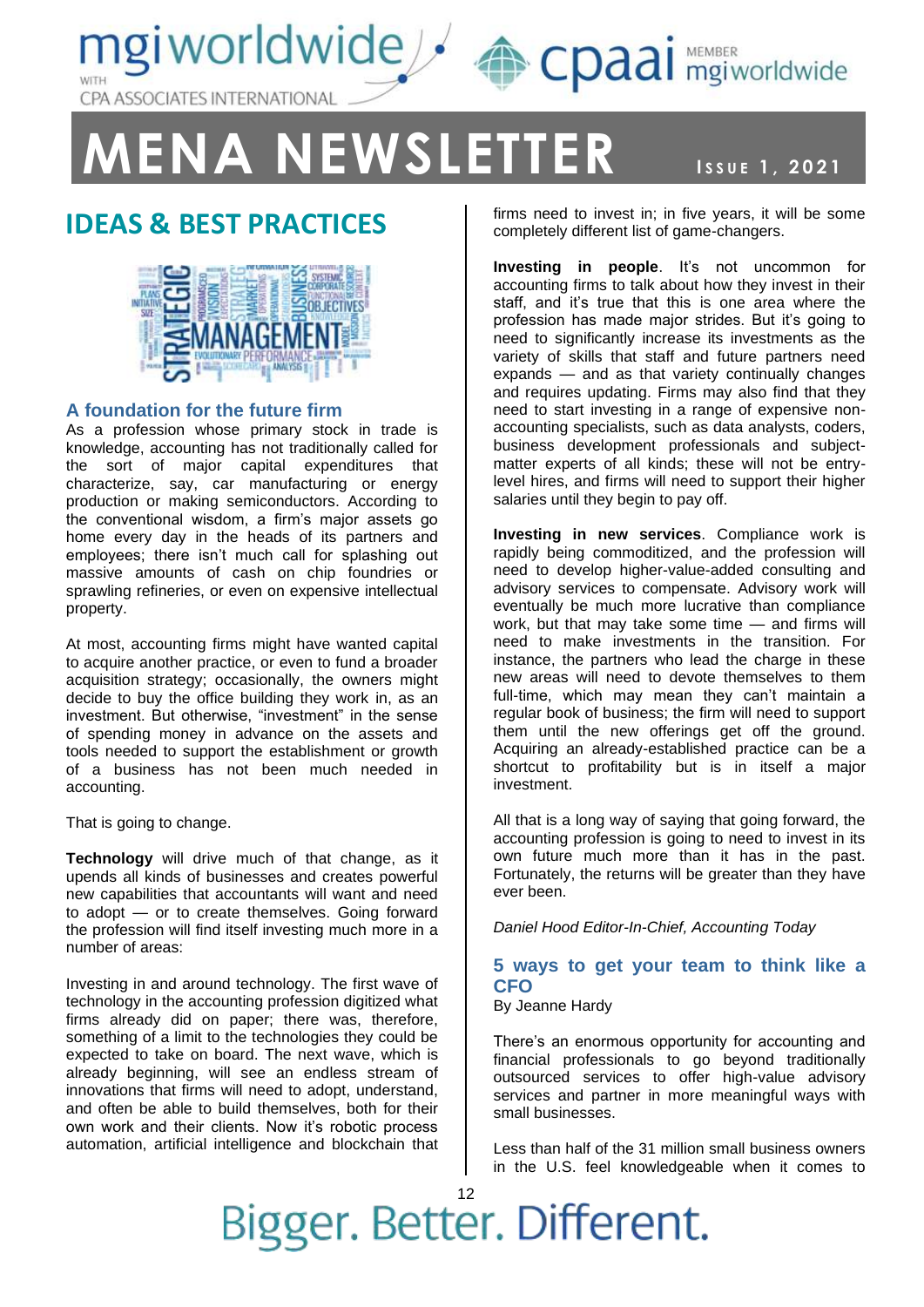## IDEAS & BEST PRACTICES

### A foundation for the future firm

As a profession whose primary stock in trade is knowledge, accounting has not traditionally called for the sort of major capital expenditures that characterize, say, car manufacturing or energy production or making semiconductors. According to the conventional wisdom, a firm's major assets go home every day in the heads of its partners and employees; there isn't much call for splashing out massive amounts of cash on chip foundries or sprawling refineries, or even on expensive intellectual property.

At most, accounting firms might have wanted capital to acquire another practice, or even to fund a broader acquisition strategy; occasionally, the owners might decide to buy the office building they work in, as an investment. But otherwise, "investment" in the sense of spending money in advance on the assets and tools needed to support the establishment or growth of a business has not been much needed in accounting.

That is going to change.

**Technology** will drive much of that change, as it upends all kinds of businesses and creates powerful new capabilities that accountants will want and need to adopt — or to create themselves. Going forward the profession will find itself investing much more in a number of areas:

Investing in and around technology. The first wave of technology in the accounting profession digitized what firms already did on paper; there was, therefore, something of a limit to the technologies they could be expected to take on board. The next wave, which is already beginning, will see an endless stream of innovations that firms will need to adopt, understand, and often be able to build themselves, both for their own work and their clients. Now it's robotic process automation, artificial intelligence and blockchain that firms need to invest in; in five years, it will be some completely different list of game-changers.

**Investing in people**. It's not uncommon for accounting firms to talk about how they invest in their staff, and it's true that this is one area where the profession has made major strides. But it's going to need to significantly increase its investments as the variety of skills that staff and future partners need expands — and as that variety continually changes and requires updating. Firms may also find that they need to start investing in a range of expensive non-accounting specialists, such as data analysts, coders, business development professionals and subject-matter experts of all kinds; these will not be entry-level hires, and firms will need to support their higher salaries until they begin to pay off.

**Investing in new services**. Compliance work is rapidly being commoditized, and the profession will need to develop higher-value-added consulting and advisory services to compensate. Advisory work will eventually be much more lucrative than compliance work, but that may take some time — and firms will need to make investments in the transition. For instance, the partners who lead the charge in these new areas will need to devote themselves to them full-time, which may mean they can't maintain a regular book of business; the firm will need to support them until the new offerings get off the ground. Acquiring an already-established practice can be a shortcut to profitability but is in itself a major investment.

All that is a long way of saying that going forward, the accounting profession is going to need to invest in its own future much more than it has in the past. Fortunately, the returns will be greater than they have ever been.

*Daniel Hood Editor-In-Chief, Accounting Today*

### 5 ways to get your team to think like a CFO

By Jeanne Hardy

There's an enormous opportunity for accounting and financial professionals to go beyond traditionally outsourced services to offer high-value advisory services and partner in more meaningful ways with small businesses.

Less than half of the 31 million small business owners in the U.S. feel knowledgeable when it comes to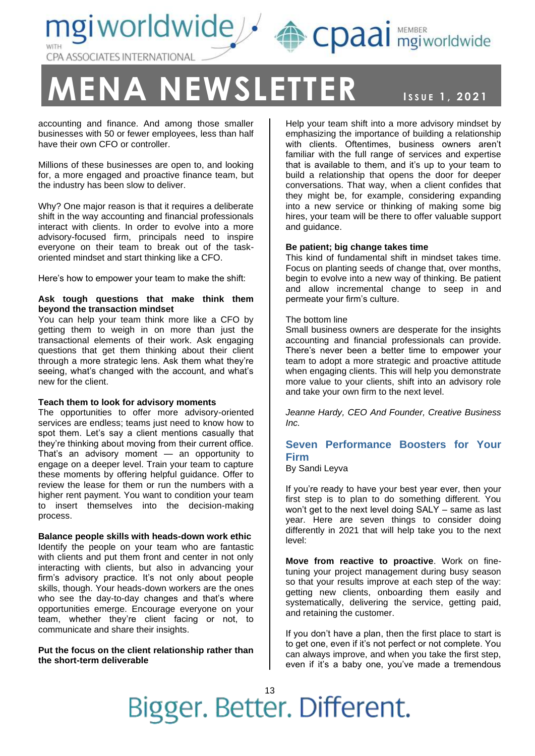accounting and finance. And among those smaller businesses with 50 or fewer employees, less than half have their own CFO or controller.

Millions of these businesses are open to, and looking for, a more engaged and proactive finance team, but the industry has been slow to deliver.

Why? One major reason is that it requires a deliberate shift in the way accounting and financial professionals interact with clients. In order to evolve into a more advisory-focused firm, principals need to inspire everyone on their team to break out of the task-oriented mindset and start thinking like a CFO.

Here's how to empower your team to make the shift:

**Ask tough questions that make think them beyond the transaction mindset**

You can help your team think more like a CFO by getting them to weigh in on more than just the transactional elements of their work. Ask engaging questions that get them thinking about their client through a more strategic lens. Ask them what they're seeing, what's changed with the account, and what's new for the client.

**Teach them to look for advisory moments**

The opportunities to offer more advisory-oriented services are endless; teams just need to know how to spot them. Let's say a client mentions casually that they're thinking about moving from their current office. That's an advisory moment — an opportunity to engage on a deeper level. Train your team to capture these moments by offering helpful guidance. Offer to review the lease for them or run the numbers with a higher rent payment. You want to condition your team to insert themselves into the decision-making process.

**Balance people skills with heads-down work ethic**

Identify the people on your team who are fantastic with clients and put them front and center in not only interacting with clients, but also in advancing your firm's advisory practice. It's not only about people skills, though. Your heads-down workers are the ones who see the day-to-day changes and that's where opportunities emerge. Encourage everyone on your team, whether they're client facing or not, to communicate and share their insights.

**Put the focus on the client relationship rather than the short-term deliverable**

Help your team shift into a more advisory mindset by emphasizing the importance of building a relationship with clients. Oftentimes, business owners aren't familiar with the full range of services and expertise that is available to them, and it's up to your team to build a relationship that opens the door for deeper conversations. That way, when a client confides that they might be, for example, considering expanding into a new service or thinking of making some big hires, your team will be there to offer valuable support and guidance.

**Be patient; big change takes time**

This kind of fundamental shift in mindset takes time. Focus on planting seeds of change that, over months, begin to evolve into a new way of thinking. Be patient and allow incremental change to seep in and permeate your firm's culture.

The bottom line

Small business owners are desperate for the insights accounting and financial professionals can provide. There's never been a better time to empower your team to adopt a more strategic and proactive attitude when engaging clients. This will help you demonstrate more value to your clients, shift into an advisory role and take your own firm to the next level.

*Jeanne Hardy, CEO And Founder, Creative Business Inc.*

## Seven Performance Boosters for Your Firm

By Sandi Leyva

If you're ready to have your best year ever, then your first step is to plan to do something different. You won't get to the next level doing SALY – same as last year. Here are seven things to consider doing differently in 2021 that will help take you to the next level:

**Move from reactive to proactive**. Work on fine-tuning your project management during busy season so that your results improve at each step of the way: getting new clients, onboarding them easily and systematically, delivering the service, getting paid, and retaining the customer.

If you don't have a plan, then the first place to start is to get one, even if it's not perfect or not complete. You can always improve, and when you take the first step, even if it's a baby one, you've made a tremendous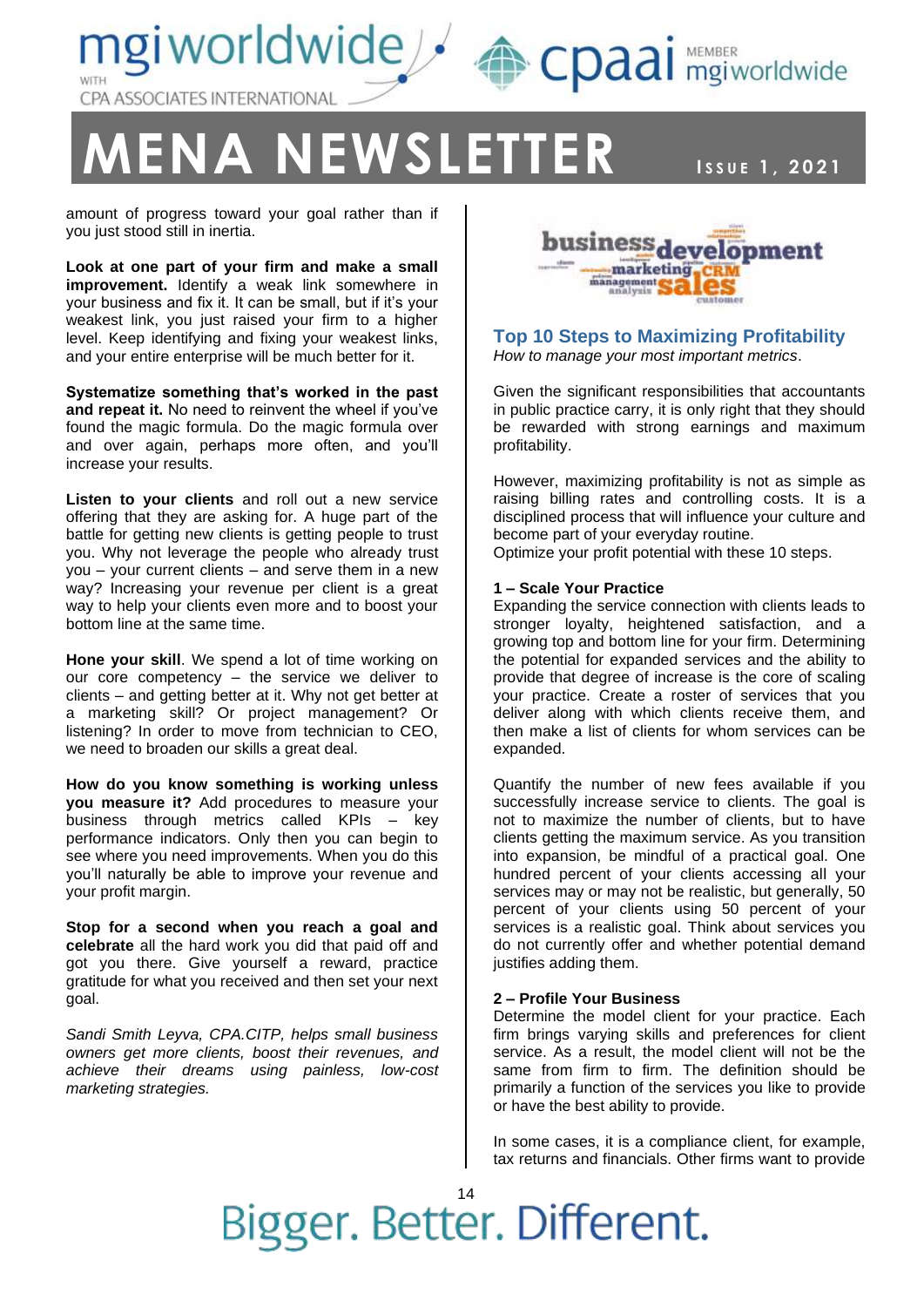amount of progress toward your goal rather than if you just stood still in inertia.

**Look at one part of your firm and make a small improvement.** Identify a weak link somewhere in your business and fix it. It can be small, but if it's your weakest link, you just raised your firm to a higher level. Keep identifying and fixing your weakest links, and your entire enterprise will be much better for it.

**Systematize something that's worked in the past and repeat it.** No need to reinvent the wheel if you've found the magic formula. Do the magic formula over and over again, perhaps more often, and you'll increase your results.

**Listen to your clients** and roll out a new service offering that they are asking for. A huge part of the battle for getting new clients is getting people to trust you. Why not leverage the people who already trust you – your current clients – and serve them in a new way? Increasing your revenue per client is a great way to help your clients even more and to boost your bottom line at the same time.

**Hone your skill**. We spend a lot of time working on our core competency – the service we deliver to clients – and getting better at it. Why not get better at a marketing skill? Or project management? Or listening? In order to move from technician to CEO, we need to broaden our skills a great deal.

**How do you know something is working unless you measure it?** Add procedures to measure your business through metrics called KPIs – key performance indicators. Only then you can begin to see where you need improvements. When you do this you'll naturally be able to improve your revenue and your profit margin.

**Stop for a second when you reach a goal and celebrate** all the hard work you did that paid off and got you there. Give yourself a reward, practice gratitude for what you received and then set your next goal.

*Sandi Smith Leyva, CPA.CITP, helps small business owners get more clients, boost their revenues, and achieve their dreams using painless, low-cost marketing strategies.*

## Top 10 Steps to Maximizing Profitability

*How to manage your most important metrics*.

Given the significant responsibilities that accountants in public practice carry, it is only right that they should be rewarded with strong earnings and maximum profitability.

However, maximizing profitability is not as simple as raising billing rates and controlling costs. It is a disciplined process that will influence your culture and become part of your everyday routine.
Optimize your profit potential with these 10 steps.

**1 – Scale Your Practice**

Expanding the service connection with clients leads to stronger loyalty, heightened satisfaction, and a growing top and bottom line for your firm. Determining the potential for expanded services and the ability to provide that degree of increase is the core of scaling your practice. Create a roster of services that you deliver along with which clients receive them, and then make a list of clients for whom services can be expanded.

Quantify the number of new fees available if you successfully increase service to clients. The goal is not to maximize the number of clients, but to have clients getting the maximum service. As you transition into expansion, be mindful of a practical goal. One hundred percent of your clients accessing all your services may or may not be realistic, but generally, 50 percent of your clients using 50 percent of your services is a realistic goal. Think about services you do not currently offer and whether potential demand justifies adding them.

**2 – Profile Your Business**

Determine the model client for your practice. Each firm brings varying skills and preferences for client service. As a result, the model client will not be the same from firm to firm. The definition should be primarily a function of the services you like to provide or have the best ability to provide.

In some cases, it is a compliance client, for example, tax returns and financials. Other firms want to provide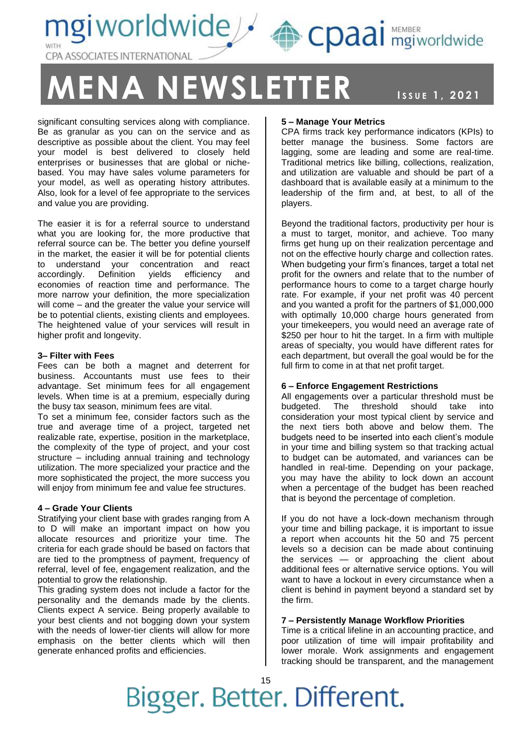significant consulting services along with compliance. Be as granular as you can on the service and as descriptive as possible about the client. You may feel your model is best delivered to closely held enterprises or businesses that are global or niche-based. You may have sales volume parameters for your model, as well as operating history attributes. Also, look for a level of fee appropriate to the services and value you are providing.

The easier it is for a referral source to understand what you are looking for, the more productive that referral source can be. The better you define yourself in the market, the easier it will be for potential clients to understand your concentration and react accordingly. Definition yields efficiency and economies of reaction time and performance. The more narrow your definition, the more specialization will come – and the greater the value your service will be to potential clients, existing clients and employees. The heightened value of your services will result in higher profit and longevity.

### 3– Filter with Fees

Fees can be both a magnet and deterrent for business. Accountants must use fees to their advantage. Set minimum fees for all engagement levels. When time is at a premium, especially during the busy tax season, minimum fees are vital.

To set a minimum fee, consider factors such as the true and average time of a project, targeted net realizable rate, expertise, position in the marketplace, the complexity of the type of project, and your cost structure – including annual training and technology utilization. The more specialized your practice and the more sophisticated the project, the more success you will enjoy from minimum fee and value fee structures.

### 4 – Grade Your Clients

Stratifying your client base with grades ranging from A to D will make an important impact on how you allocate resources and prioritize your time. The criteria for each grade should be based on factors that are tied to the promptness of payment, frequency of referral, level of fee, engagement realization, and the potential to grow the relationship.

This grading system does not include a factor for the personality and the demands made by the clients. Clients expect A service. Being properly available to your best clients and not bogging down your system with the needs of lower-tier clients will allow for more emphasis on the better clients which will then generate enhanced profits and efficiencies.

### 5 – Manage Your Metrics

CPA firms track key performance indicators (KPIs) to better manage the business. Some factors are lagging, some are leading and some are real-time. Traditional metrics like billing, collections, realization, and utilization are valuable and should be part of a dashboard that is available easily at a minimum to the leadership of the firm and, at best, to all of the players.

Beyond the traditional factors, productivity per hour is a must to target, monitor, and achieve. Too many firms get hung up on their realization percentage and not on the effective hourly charge and collection rates. When budgeting your firm's finances, target a total net profit for the owners and relate that to the number of performance hours to come to a target charge hourly rate. For example, if your net profit was 40 percent and you wanted a profit for the partners of $1,000,000 with optimally 10,000 charge hours generated from your timekeepers, you would need an average rate of $250 per hour to hit the target. In a firm with multiple areas of specialty, you would have different rates for each department, but overall the goal would be for the full firm to come in at that net profit target.

### 6 – Enforce Engagement Restrictions

All engagements over a particular threshold must be budgeted. The threshold should take into consideration your most typical client by service and the next tiers both above and below them. The budgets need to be inserted into each client's module in your time and billing system so that tracking actual to budget can be automated, and variances can be handled in real-time. Depending on your package, you may have the ability to lock down an account when a percentage of the budget has been reached that is beyond the percentage of completion.

If you do not have a lock-down mechanism through your time and billing package, it is important to issue a report when accounts hit the 50 and 75 percent levels so a decision can be made about continuing the services — or approaching the client about additional fees or alternative service options. You will want to have a lockout in every circumstance when a client is behind in payment beyond a standard set by the firm.

### 7 – Persistently Manage Workflow Priorities

Time is a critical lifeline in an accounting practice, and poor utilization of time will impair profitability and lower morale. Work assignments and engagement tracking should be transparent, and the management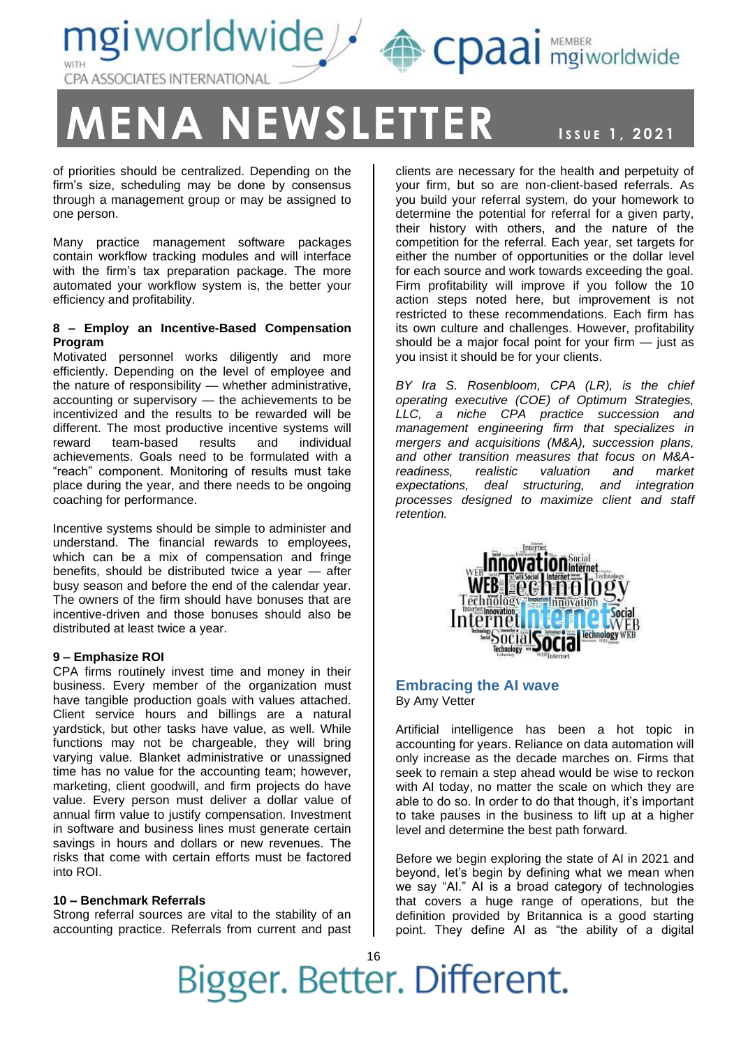of priorities should be centralized. Depending on the firm's size, scheduling may be done by consensus through a management group or may be assigned to one person.

Many practice management software packages contain workflow tracking modules and will interface with the firm's tax preparation package. The more automated your workflow system is, the better your efficiency and profitability.

**8 – Employ an Incentive-Based Compensation Program**

Motivated personnel works diligently and more efficiently. Depending on the level of employee and the nature of responsibility — whether administrative, accounting or supervisory — the achievements to be incentivized and the results to be rewarded will be different. The most productive incentive systems will reward team-based results and individual achievements. Goals need to be formulated with a "reach" component. Monitoring of results must take place during the year, and there needs to be ongoing coaching for performance.

Incentive systems should be simple to administer and understand. The financial rewards to employees, which can be a mix of compensation and fringe benefits, should be distributed twice a year — after busy season and before the end of the calendar year. The owners of the firm should have bonuses that are incentive-driven and those bonuses should also be distributed at least twice a year.

**9 – Emphasize ROI**

CPA firms routinely invest time and money in their business. Every member of the organization must have tangible production goals with values attached. Client service hours and billings are a natural yardstick, but other tasks have value, as well. While functions may not be chargeable, they will bring varying value. Blanket administrative or unassigned time has no value for the accounting team; however, marketing, client goodwill, and firm projects do have value. Every person must deliver a dollar value of annual firm value to justify compensation. Investment in software and business lines must generate certain savings in hours and dollars or new revenues. The risks that come with certain efforts must be factored into ROI.

**10 – Benchmark Referrals**

Strong referral sources are vital to the stability of an accounting practice. Referrals from current and past clients are necessary for the health and perpetuity of your firm, but so are non-client-based referrals. As you build your referral system, do your homework to determine the potential for referral for a given party, their history with others, and the nature of the competition for the referral. Each year, set targets for either the number of opportunities or the dollar level for each source and work towards exceeding the goal. Firm profitability will improve if you follow the 10 action steps noted here, but improvement is not restricted to these recommendations. Each firm has its own culture and challenges. However, profitability should be a major focal point for your firm — just as you insist it should be for your clients.

*BY Ira S. Rosenbloom, CPA (LR), is the chief operating executive (COE) of Optimum Strategies, LLC, a niche CPA practice succession and management engineering firm that specializes in mergers and acquisitions (M&A), succession plans, and other transition measures that focus on M&A-readiness, realistic valuation and market expectations, deal structuring, and integration processes designed to maximize client and staff retention.*

## Embracing the AI wave

By Amy Vetter

Artificial intelligence has been a hot topic in accounting for years. Reliance on data automation will only increase as the decade marches on. Firms that seek to remain a step ahead would be wise to reckon with AI today, no matter the scale on which they are able to do so. In order to do that though, it's important to take pauses in the business to lift up at a higher level and determine the best path forward.

Before we begin exploring the state of AI in 2021 and beyond, let's begin by defining what we mean when we say "AI." AI is a broad category of technologies that covers a huge range of operations, but the definition provided by Britannica is a good starting point. They define AI as "the ability of a digital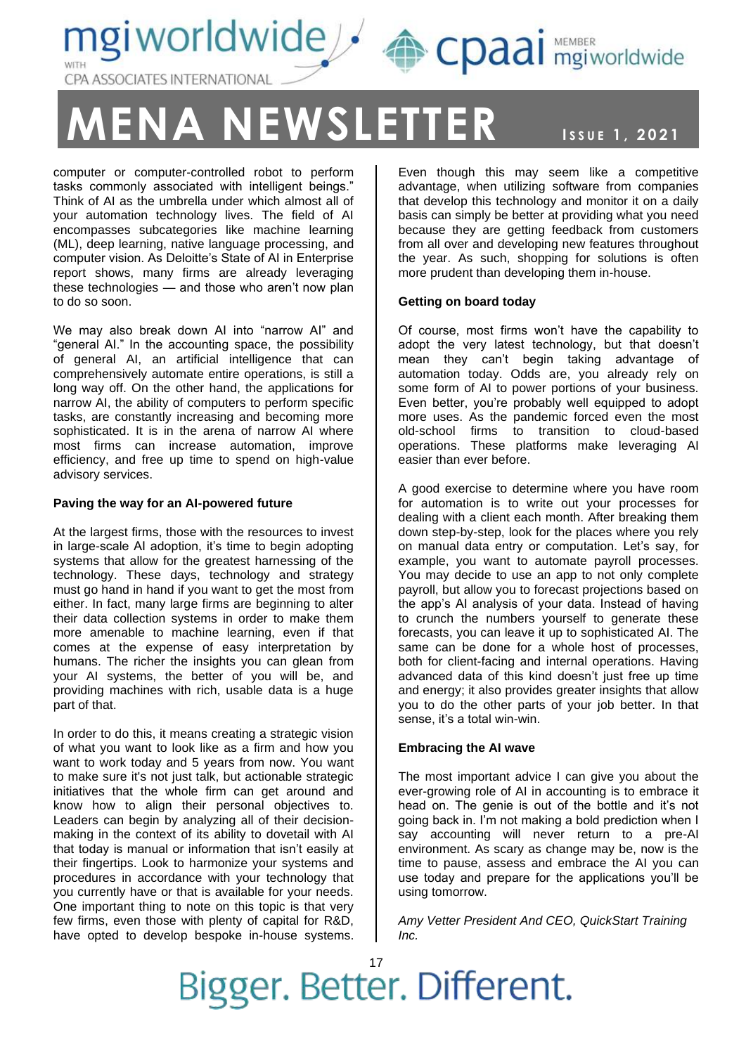computer or computer-controlled robot to perform tasks commonly associated with intelligent beings." Think of AI as the umbrella under which almost all of your automation technology lives. The field of AI encompasses subcategories like machine learning (ML), deep learning, native language processing, and computer vision. As Deloitte's State of AI in Enterprise report shows, many firms are already leveraging these technologies — and those who aren't now plan to do so soon.

We may also break down AI into "narrow AI" and "general AI." In the accounting space, the possibility of general AI, an artificial intelligence that can comprehensively automate entire operations, is still a long way off. On the other hand, the applications for narrow AI, the ability of computers to perform specific tasks, are constantly increasing and becoming more sophisticated. It is in the arena of narrow AI where most firms can increase automation, improve efficiency, and free up time to spend on high-value advisory services.

**Paving the way for an AI-powered future**

At the largest firms, those with the resources to invest in large-scale AI adoption, it's time to begin adopting systems that allow for the greatest harnessing of the technology. These days, technology and strategy must go hand in hand if you want to get the most from either. In fact, many large firms are beginning to alter their data collection systems in order to make them more amenable to machine learning, even if that comes at the expense of easy interpretation by humans. The richer the insights you can glean from your AI systems, the better of you will be, and providing machines with rich, usable data is a huge part of that.

In order to do this, it means creating a strategic vision of what you want to look like as a firm and how you want to work today and 5 years from now. You want to make sure it's not just talk, but actionable strategic initiatives that the whole firm can get around and know how to align their personal objectives to. Leaders can begin by analyzing all of their decision-making in the context of its ability to dovetail with AI that today is manual or information that isn't easily at their fingertips. Look to harmonize your systems and procedures in accordance with your technology that you currently have or that is available for your needs. One important thing to note on this topic is that very few firms, even those with plenty of capital for R&D, have opted to develop bespoke in-house systems. Even though this may seem like a competitive advantage, when utilizing software from companies that develop this technology and monitor it on a daily basis can simply be better at providing what you need because they are getting feedback from customers from all over and developing new features throughout the year. As such, shopping for solutions is often more prudent than developing them in-house.

**Getting on board today**

Of course, most firms won't have the capability to adopt the very latest technology, but that doesn't mean they can't begin taking advantage of automation today. Odds are, you already rely on some form of AI to power portions of your business. Even better, you're probably well equipped to adopt more uses. As the pandemic forced even the most old-school firms to transition to cloud-based operations. These platforms make leveraging AI easier than ever before.

A good exercise to determine where you have room for automation is to write out your processes for dealing with a client each month. After breaking them down step-by-step, look for the places where you rely on manual data entry or computation. Let's say, for example, you want to automate payroll processes. You may decide to use an app to not only complete payroll, but allow you to forecast projections based on the app's AI analysis of your data. Instead of having to crunch the numbers yourself to generate these forecasts, you can leave it up to sophisticated AI. The same can be done for a whole host of processes, both for client-facing and internal operations. Having advanced data of this kind doesn't just free up time and energy; it also provides greater insights that allow you to do the other parts of your job better. In that sense, it's a total win-win.

**Embracing the AI wave**

The most important advice I can give you about the ever-growing role of AI in accounting is to embrace it head on. The genie is out of the bottle and it's not going back in. I'm not making a bold prediction when I say accounting will never return to a pre-AI environment. As scary as change may be, now is the time to pause, assess and embrace the AI you can use today and prepare for the applications you'll be using tomorrow.

*Amy Vetter President And CEO, QuickStart Training Inc.*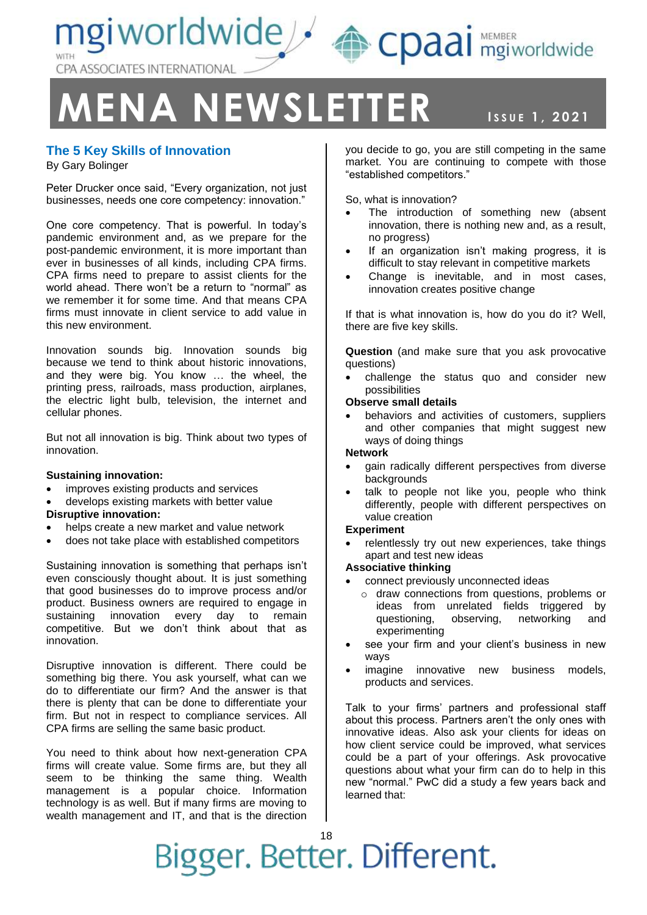## The 5 Key Skills of Innovation

By Gary Bolinger

Peter Drucker once said, "Every organization, not just businesses, needs one core competency: innovation."

One core competency. That is powerful. In today's pandemic environment and, as we prepare for the post-pandemic environment, it is more important than ever in businesses of all kinds, including CPA firms. CPA firms need to prepare to assist clients for the world ahead. There won't be a return to "normal" as we remember it for some time. And that means CPA firms must innovate in client service to add value in this new environment.

Innovation sounds big. Innovation sounds big because we tend to think about historic innovations, and they were big. You know … the wheel, the printing press, railroads, mass production, airplanes, the electric light bulb, television, the internet and cellular phones.

But not all innovation is big. Think about two types of innovation.

**Sustaining innovation:**

- improves existing products and services
- develops existing markets with better value

**Disruptive innovation:**

- helps create a new market and value network
- does not take place with established competitors

Sustaining innovation is something that perhaps isn't even consciously thought about. It is just something that good businesses do to improve process and/or product. Business owners are required to engage in sustaining innovation every day to remain competitive. But we don't think about that as innovation.

Disruptive innovation is different. There could be something big there. You ask yourself, what can we do to differentiate our firm? And the answer is that there is plenty that can be done to differentiate your firm. But not in respect to compliance services. All CPA firms are selling the same basic product.

You need to think about how next-generation CPA firms will create value. Some firms are, but they all seem to be thinking the same thing. Wealth management is a popular choice. Information technology is as well. But if many firms are moving to wealth management and IT, and that is the direction you decide to go, you are still competing in the same market. You are continuing to compete with those "established competitors."

So, what is innovation?

- The introduction of something new (absent innovation, there is nothing new and, as a result, no progress)
- If an organization isn't making progress, it is difficult to stay relevant in competitive markets
- Change is inevitable, and in most cases, innovation creates positive change

If that is what innovation is, how do you do it? Well, there are five key skills.

**Question** (and make sure that you ask provocative questions)

- challenge the status quo and consider new possibilities

**Observe small details**

- behaviors and activities of customers, suppliers and other companies that might suggest new ways of doing things

**Network**

- gain radically different perspectives from diverse backgrounds
- talk to people not like you, people who think differently, people with different perspectives on value creation

**Experiment**

- relentlessly try out new experiences, take things apart and test new ideas

**Associative thinking**

- connect previously unconnected ideas
  - draw connections from questions, problems or ideas from unrelated fields triggered by questioning, observing, networking and experimenting
- see your firm and your client's business in new ways
- imagine innovative new business models, products and services.

Talk to your firms' partners and professional staff about this process. Partners aren't the only ones with innovative ideas. Also ask your clients for ideas on how client service could be improved, what services could be a part of your offerings. Ask provocative questions about what your firm can do to help in this new "normal." PwC did a study a few years back and learned that: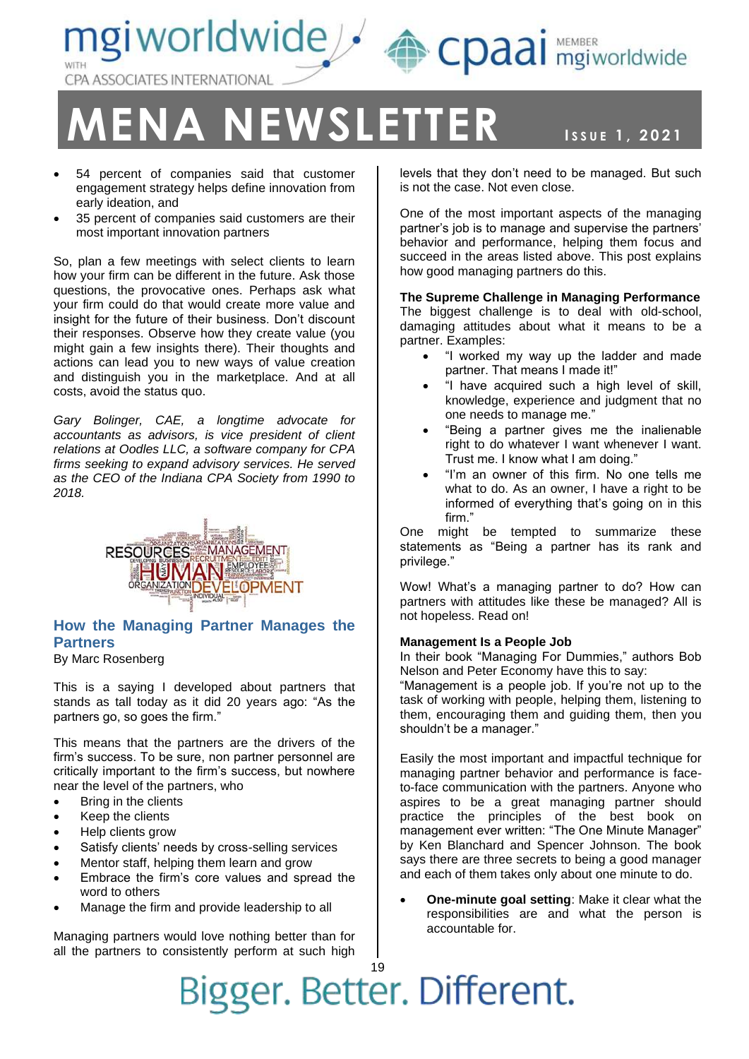- 54 percent of companies said that customer engagement strategy helps define innovation from early ideation, and
- 35 percent of companies said customers are their most important innovation partners

So, plan a few meetings with select clients to learn how your firm can be different in the future. Ask those questions, the provocative ones. Perhaps ask what your firm could do that would create more value and insight for the future of their business. Don't discount their responses. Observe how they create value (you might gain a few insights there). Their thoughts and actions can lead you to new ways of value creation and distinguish you in the marketplace. And at all costs, avoid the status quo.

*Gary Bolinger, CAE, a longtime advocate for accountants as advisors, is vice president of client relations at Oodles LLC, a software company for CPA firms seeking to expand advisory services. He served as the CEO of the Indiana CPA Society from 1990 to 2018.*

## How the Managing Partner Manages the Partners

By Marc Rosenberg

This is a saying I developed about partners that stands as tall today as it did 20 years ago: "As the partners go, so goes the firm."

This means that the partners are the drivers of the firm's success. To be sure, non partner personnel are critically important to the firm's success, but nowhere near the level of the partners, who

- Bring in the clients
- Keep the clients
- Help clients grow
- Satisfy clients' needs by cross-selling services
- Mentor staff, helping them learn and grow
- Embrace the firm's core values and spread the word to others
- Manage the firm and provide leadership to all

Managing partners would love nothing better than for all the partners to consistently perform at such high levels that they don't need to be managed. But such is not the case. Not even close.

One of the most important aspects of the managing partner's job is to manage and supervise the partners' behavior and performance, helping them focus and succeed in the areas listed above. This post explains how good managing partners do this.

**The Supreme Challenge in Managing Performance**

The biggest challenge is to deal with old-school, damaging attitudes about what it means to be a partner. Examples:

- "I worked my way up the ladder and made partner. That means I made it!"
- "I have acquired such a high level of skill, knowledge, experience and judgment that no one needs to manage me."
- "Being a partner gives me the inalienable right to do whatever I want whenever I want. Trust me. I know what I am doing."
- "I'm an owner of this firm. No one tells me what to do. As an owner, I have a right to be informed of everything that's going on in this firm."

One might be tempted to summarize these statements as "Being a partner has its rank and privilege."

Wow! What's a managing partner to do? How can partners with attitudes like these be managed? All is not hopeless. Read on!

**Management Is a People Job**

In their book "Managing For Dummies," authors Bob Nelson and Peter Economy have this to say:

"Management is a people job. If you're not up to the task of working with people, helping them, listening to them, encouraging them and guiding them, then you shouldn't be a manager."

Easily the most important and impactful technique for managing partner behavior and performance is face-to-face communication with the partners. Anyone who aspires to be a great managing partner should practice the principles of the best book on management ever written: "The One Minute Manager" by Ken Blanchard and Spencer Johnson. The book says there are three secrets to being a good manager and each of them takes only about one minute to do.

- **One-minute goal setting**: Make it clear what the responsibilities are and what the person is accountable for.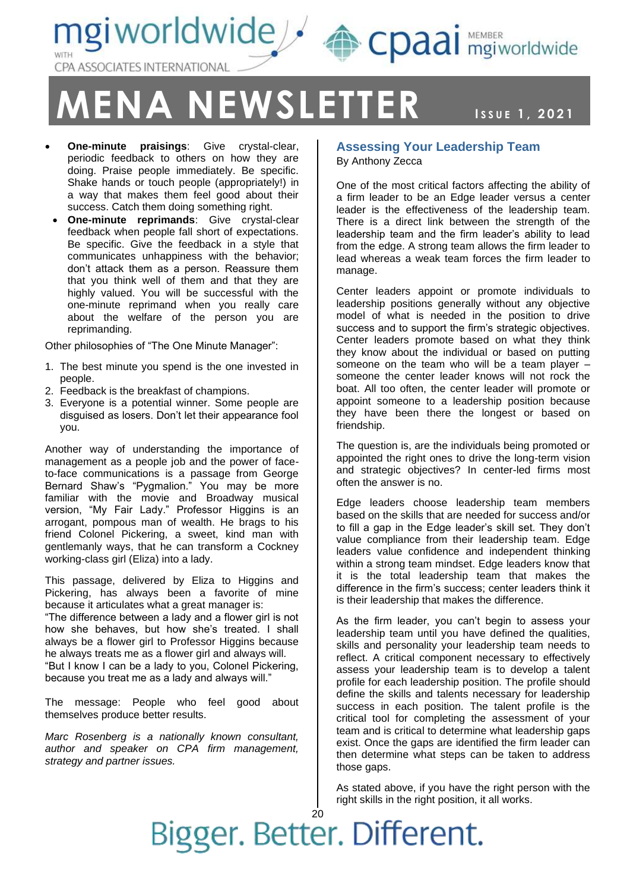- **One-minute praisings**: Give crystal-clear, periodic feedback to others on how they are doing. Praise people immediately. Be specific. Shake hands or touch people (appropriately!) in a way that makes them feel good about their success. Catch them doing something right.
- **One-minute reprimands**: Give crystal-clear feedback when people fall short of expectations. Be specific. Give the feedback in a style that communicates unhappiness with the behavior; don't attack them as a person. Reassure them that you think well of them and that they are highly valued. You will be successful with the one-minute reprimand when you really care about the welfare of the person you are reprimanding.

Other philosophies of "The One Minute Manager":

1. The best minute you spend is the one invested in people.
2. Feedback is the breakfast of champions.
3. Everyone is a potential winner. Some people are disguised as losers. Don't let their appearance fool you.

Another way of understanding the importance of management as a people job and the power of face-to-face communications is a passage from George Bernard Shaw's "Pygmalion." You may be more familiar with the movie and Broadway musical version, "My Fair Lady." Professor Higgins is an arrogant, pompous man of wealth. He brags to his friend Colonel Pickering, a sweet, kind man with gentlemanly ways, that he can transform a Cockney working-class girl (Eliza) into a lady.

This passage, delivered by Eliza to Higgins and Pickering, has always been a favorite of mine because it articulates what a great manager is:
"The difference between a lady and a flower girl is not how she behaves, but how she's treated. I shall always be a flower girl to Professor Higgins because he always treats me as a flower girl and always will.
"But I know I can be a lady to you, Colonel Pickering, because you treat me as a lady and always will."

The message: People who feel good about themselves produce better results.

*Marc Rosenberg is a nationally known consultant, author and speaker on CPA firm management, strategy and partner issues.*

## Assessing Your Leadership Team

By Anthony Zecca

One of the most critical factors affecting the ability of a firm leader to be an Edge leader versus a center leader is the effectiveness of the leadership team. There is a direct link between the strength of the leadership team and the firm leader's ability to lead from the edge. A strong team allows the firm leader to lead whereas a weak team forces the firm leader to manage.

Center leaders appoint or promote individuals to leadership positions generally without any objective model of what is needed in the position to drive success and to support the firm's strategic objectives. Center leaders promote based on what they think they know about the individual or based on putting someone on the team who will be a team player – someone the center leader knows will not rock the boat. All too often, the center leader will promote or appoint someone to a leadership position because they have been there the longest or based on friendship.

The question is, are the individuals being promoted or appointed the right ones to drive the long-term vision and strategic objectives? In center-led firms most often the answer is no.

Edge leaders choose leadership team members based on the skills that are needed for success and/or to fill a gap in the Edge leader's skill set. They don't value compliance from their leadership team. Edge leaders value confidence and independent thinking within a strong team mindset. Edge leaders know that it is the total leadership team that makes the difference in the firm's success; center leaders think it is their leadership that makes the difference.

As the firm leader, you can't begin to assess your leadership team until you have defined the qualities, skills and personality your leadership team needs to reflect. A critical component necessary to effectively assess your leadership team is to develop a talent profile for each leadership position. The profile should define the skills and talents necessary for leadership success in each position. The talent profile is the critical tool for completing the assessment of your team and is critical to determine what leadership gaps exist. Once the gaps are identified the firm leader can then determine what steps can be taken to address those gaps.

As stated above, if you have the right person with the right skills in the right position, it all works.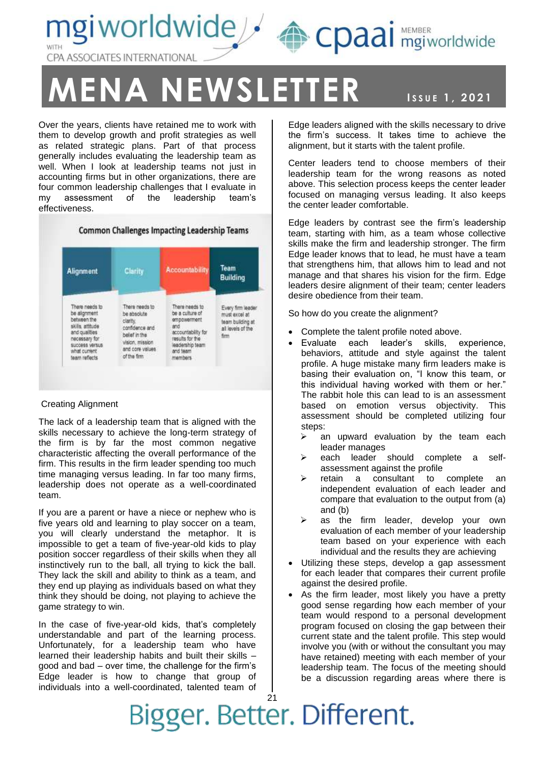Over the years, clients have retained me to work with them to develop growth and profit strategies as well as related strategic plans. Part of that process generally includes evaluating the leadership team as well. When I look at leadership teams not just in accounting firms but in other organizations, there are four common leadership challenges that I evaluate in my assessment of the leadership team's effectiveness.

**Common Challenges Impacting Leadership Teams**

| Alignment | Clarity | Accountability | Team Building |
|---|---|---|---|
| There needs to be alignment between the skills, attitude and qualities necessary for success versus what current team reflects | There needs to be absolute clarity, confidence and belief in the vision, mission and core values of the firm | There needs to be a culture of empowerment and accountability for results for the leadership team and team members | Every firm leader must excel at team building at all levels of the firm |

### Creating Alignment

The lack of a leadership team that is aligned with the skills necessary to achieve the long-term strategy of the firm is by far the most common negative characteristic affecting the overall performance of the firm. This results in the firm leader spending too much time managing versus leading. In far too many firms, leadership does not operate as a well-coordinated team.

If you are a parent or have a niece or nephew who is five years old and learning to play soccer on a team, you will clearly understand the metaphor. It is impossible to get a team of five-year-old kids to play position soccer regardless of their skills when they all instinctively run to the ball, all trying to kick the ball. They lack the skill and ability to think as a team, and they end up playing as individuals based on what they think they should be doing, not playing to achieve the game strategy to win.

In the case of five-year-old kids, that's completely understandable and part of the learning process. Unfortunately, for a leadership team who have learned their leadership habits and built their skills – good and bad – over time, the challenge for the firm's Edge leader is how to change that group of individuals into a well-coordinated, talented team of Edge leaders aligned with the skills necessary to drive the firm's success. It takes time to achieve the alignment, but it starts with the talent profile.

Center leaders tend to choose members of their leadership team for the wrong reasons as noted above. This selection process keeps the center leader focused on managing versus leading. It also keeps the center leader comfortable.

Edge leaders by contrast see the firm's leadership team, starting with him, as a team whose collective skills make the firm and leadership stronger. The firm Edge leader knows that to lead, he must have a team that strengthens him, that allows him to lead and not manage and that shares his vision for the firm. Edge leaders desire alignment of their team; center leaders desire obedience from their team.

So how do you create the alignment?

- Complete the talent profile noted above.
- Evaluate each leader's skills, experience, behaviors, attitude and style against the talent profile. A huge mistake many firm leaders make is basing their evaluation on, "I know this team, or this individual having worked with them or her." The rabbit hole this can lead to is an assessment based on emotion versus objectivity. This assessment should be completed utilizing four steps:
  - an upward evaluation by the team each leader manages
  - each leader should complete a self-assessment against the profile
  - retain a consultant to complete an independent evaluation of each leader and compare that evaluation to the output from (a) and (b)
  - as the firm leader, develop your own evaluation of each member of your leadership team based on your experience with each individual and the results they are achieving
- Utilizing these steps, develop a gap assessment for each leader that compares their current profile against the desired profile.
- As the firm leader, most likely you have a pretty good sense regarding how each member of your team would respond to a personal development program focused on closing the gap between their current state and the talent profile. This step would involve you (with or without the consultant you may have retained) meeting with each member of your leadership team. The focus of the meeting should be a discussion regarding areas where there is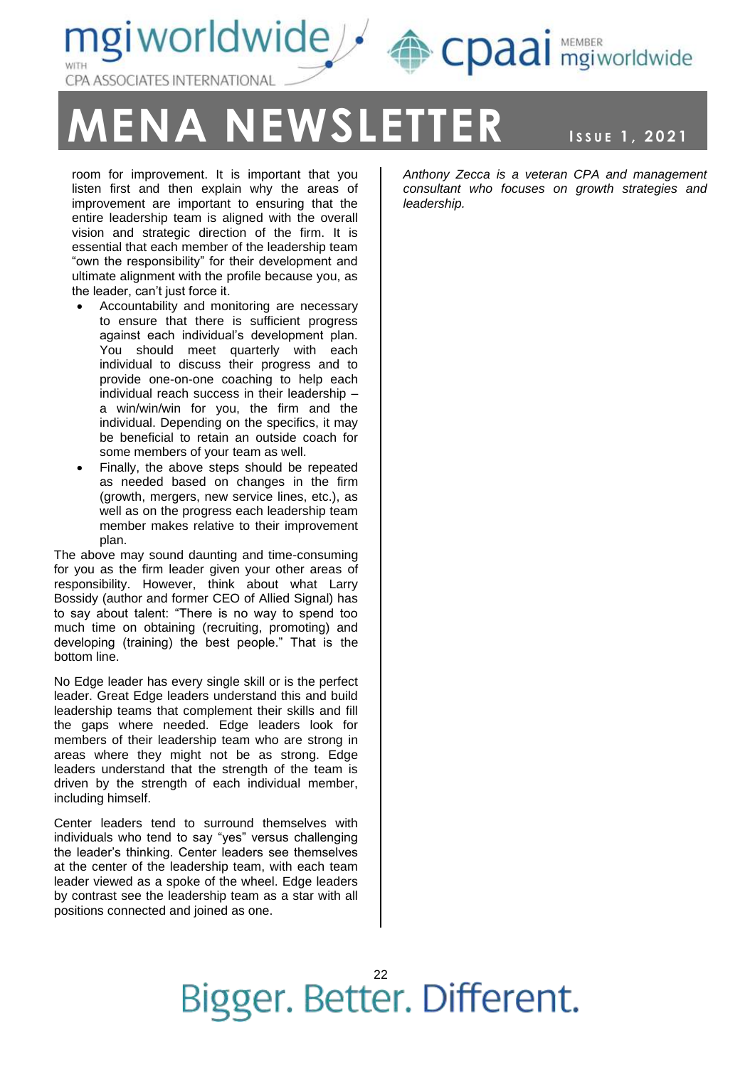room for improvement. It is important that you listen first and then explain why the areas of improvement are important to ensuring that the entire leadership team is aligned with the overall vision and strategic direction of the firm. It is essential that each member of the leadership team "own the responsibility" for their development and ultimate alignment with the profile because you, as the leader, can't just force it.

- Accountability and monitoring are necessary to ensure that there is sufficient progress against each individual's development plan. You should meet quarterly with each individual to discuss their progress and to provide one-on-one coaching to help each individual reach success in their leadership – a win/win/win for you, the firm and the individual. Depending on the specifics, it may be beneficial to retain an outside coach for some members of your team as well.
- Finally, the above steps should be repeated as needed based on changes in the firm (growth, mergers, new service lines, etc.), as well as on the progress each leadership team member makes relative to their improvement plan.

The above may sound daunting and time-consuming for you as the firm leader given your other areas of responsibility. However, think about what Larry Bossidy (author and former CEO of Allied Signal) has to say about talent: "There is no way to spend too much time on obtaining (recruiting, promoting) and developing (training) the best people." That is the bottom line.

No Edge leader has every single skill or is the perfect leader. Great Edge leaders understand this and build leadership teams that complement their skills and fill the gaps where needed. Edge leaders look for members of their leadership team who are strong in areas where they might not be as strong. Edge leaders understand that the strength of the team is driven by the strength of each individual member, including himself.

Center leaders tend to surround themselves with individuals who tend to say "yes" versus challenging the leader's thinking. Center leaders see themselves at the center of the leadership team, with each team leader viewed as a spoke of the wheel. Edge leaders by contrast see the leadership team as a star with all positions connected and joined as one.

*Anthony Zecca is a veteran CPA and management consultant who focuses on growth strategies and leadership.*